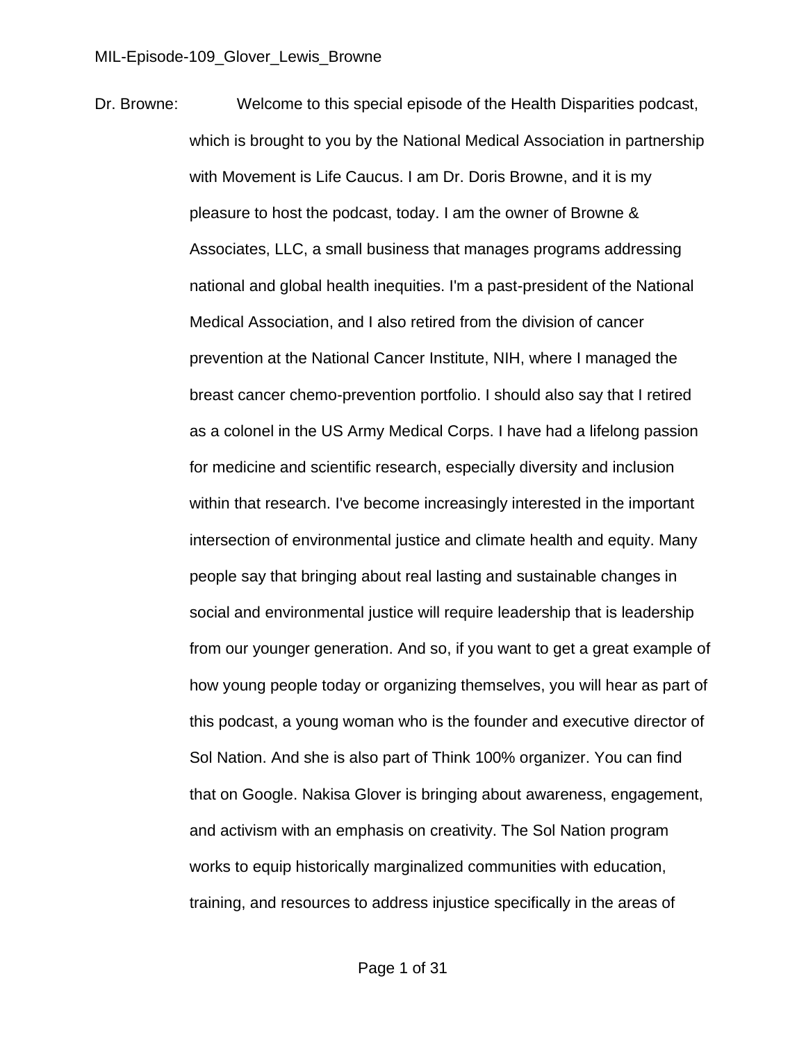Dr. Browne: Welcome to this special episode of the Health Disparities podcast, which is brought to you by the National Medical Association in partnership with Movement is Life Caucus. I am Dr. Doris Browne, and it is my pleasure to host the podcast, today. I am the owner of Browne & Associates, LLC, a small business that manages programs addressing national and global health inequities. I'm a past-president of the National Medical Association, and I also retired from the division of cancer prevention at the National Cancer Institute, NIH, where I managed the breast cancer chemo-prevention portfolio. I should also say that I retired as a colonel in the US Army Medical Corps. I have had a lifelong passion for medicine and scientific research, especially diversity and inclusion within that research. I've become increasingly interested in the important intersection of environmental justice and climate health and equity. Many people say that bringing about real lasting and sustainable changes in social and environmental justice will require leadership that is leadership from our younger generation. And so, if you want to get a great example of how young people today or organizing themselves, you will hear as part of this podcast, a young woman who is the founder and executive director of Sol Nation. And she is also part of Think 100% organizer. You can find that on Google. Nakisa Glover is bringing about awareness, engagement, and activism with an emphasis on creativity. The Sol Nation program works to equip historically marginalized communities with education, training, and resources to address injustice specifically in the areas of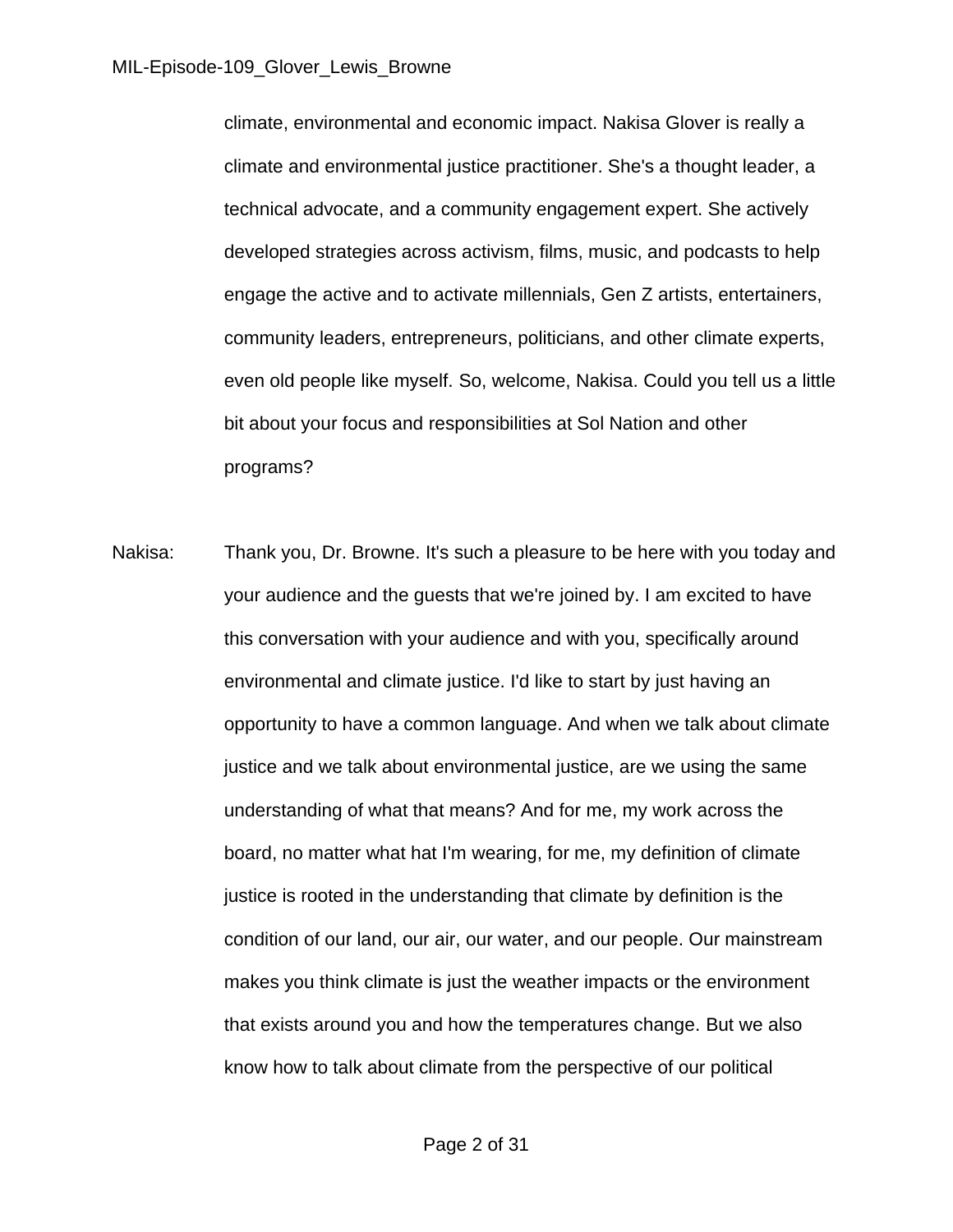climate, environmental and economic impact. Nakisa Glover is really a climate and environmental justice practitioner. She's a thought leader, a technical advocate, and a community engagement expert. She actively developed strategies across activism, films, music, and podcasts to help engage the active and to activate millennials, Gen Z artists, entertainers, community leaders, entrepreneurs, politicians, and other climate experts, even old people like myself. So, welcome, Nakisa. Could you tell us a little bit about your focus and responsibilities at Sol Nation and other programs?

Nakisa: Thank you, Dr. Browne. It's such a pleasure to be here with you today and your audience and the guests that we're joined by. I am excited to have this conversation with your audience and with you, specifically around environmental and climate justice. I'd like to start by just having an opportunity to have a common language. And when we talk about climate justice and we talk about environmental justice, are we using the same understanding of what that means? And for me, my work across the board, no matter what hat I'm wearing, for me, my definition of climate justice is rooted in the understanding that climate by definition is the condition of our land, our air, our water, and our people. Our mainstream makes you think climate is just the weather impacts or the environment that exists around you and how the temperatures change. But we also know how to talk about climate from the perspective of our political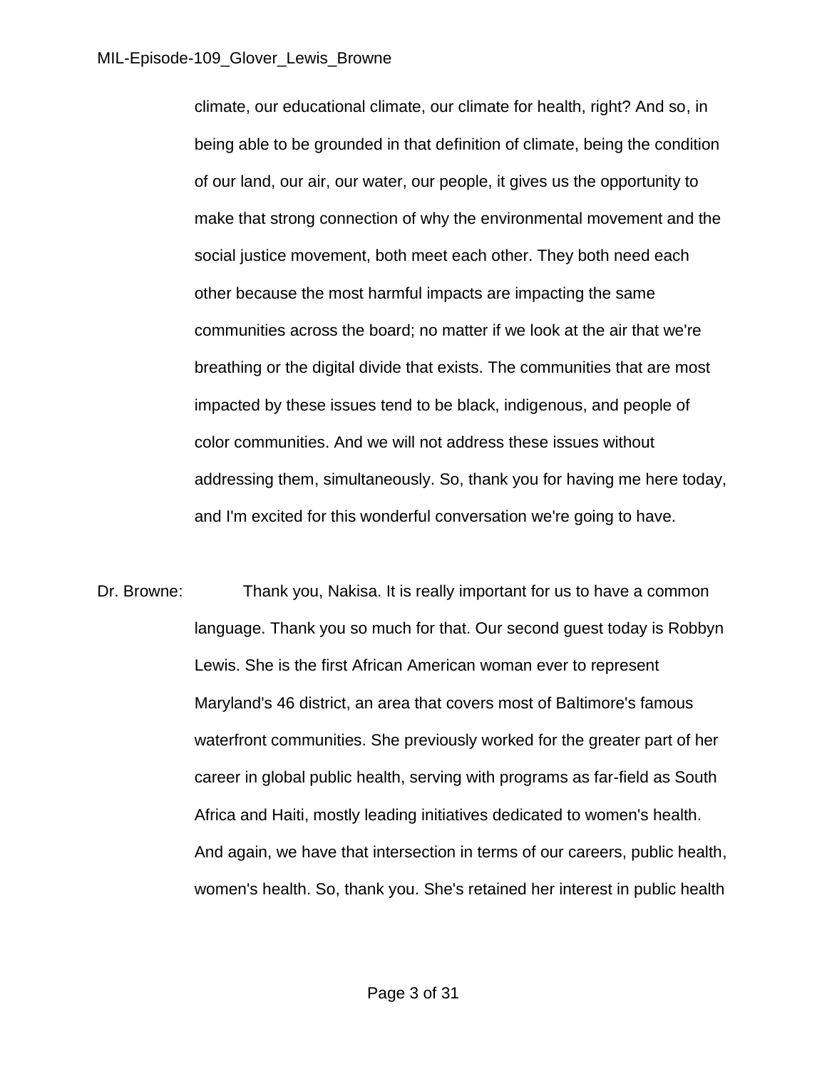climate, our educational climate, our climate for health, right? And so, in being able to be grounded in that definition of climate, being the condition of our land, our air, our water, our people, it gives us the opportunity to make that strong connection of why the environmental movement and the social justice movement, both meet each other. They both need each other because the most harmful impacts are impacting the same communities across the board; no matter if we look at the air that we're breathing or the digital divide that exists. The communities that are most impacted by these issues tend to be black, indigenous, and people of color communities. And we will not address these issues without addressing them, simultaneously. So, thank you for having me here today, and I'm excited for this wonderful conversation we're going to have.

Dr. Browne: Thank you, Nakisa. It is really important for us to have a common language. Thank you so much for that. Our second guest today is Robbyn Lewis. She is the first African American woman ever to represent Maryland's 46 district, an area that covers most of Baltimore's famous waterfront communities. She previously worked for the greater part of her career in global public health, serving with programs as far-field as South Africa and Haiti, mostly leading initiatives dedicated to women's health. And again, we have that intersection in terms of our careers, public health, women's health. So, thank you. She's retained her interest in public health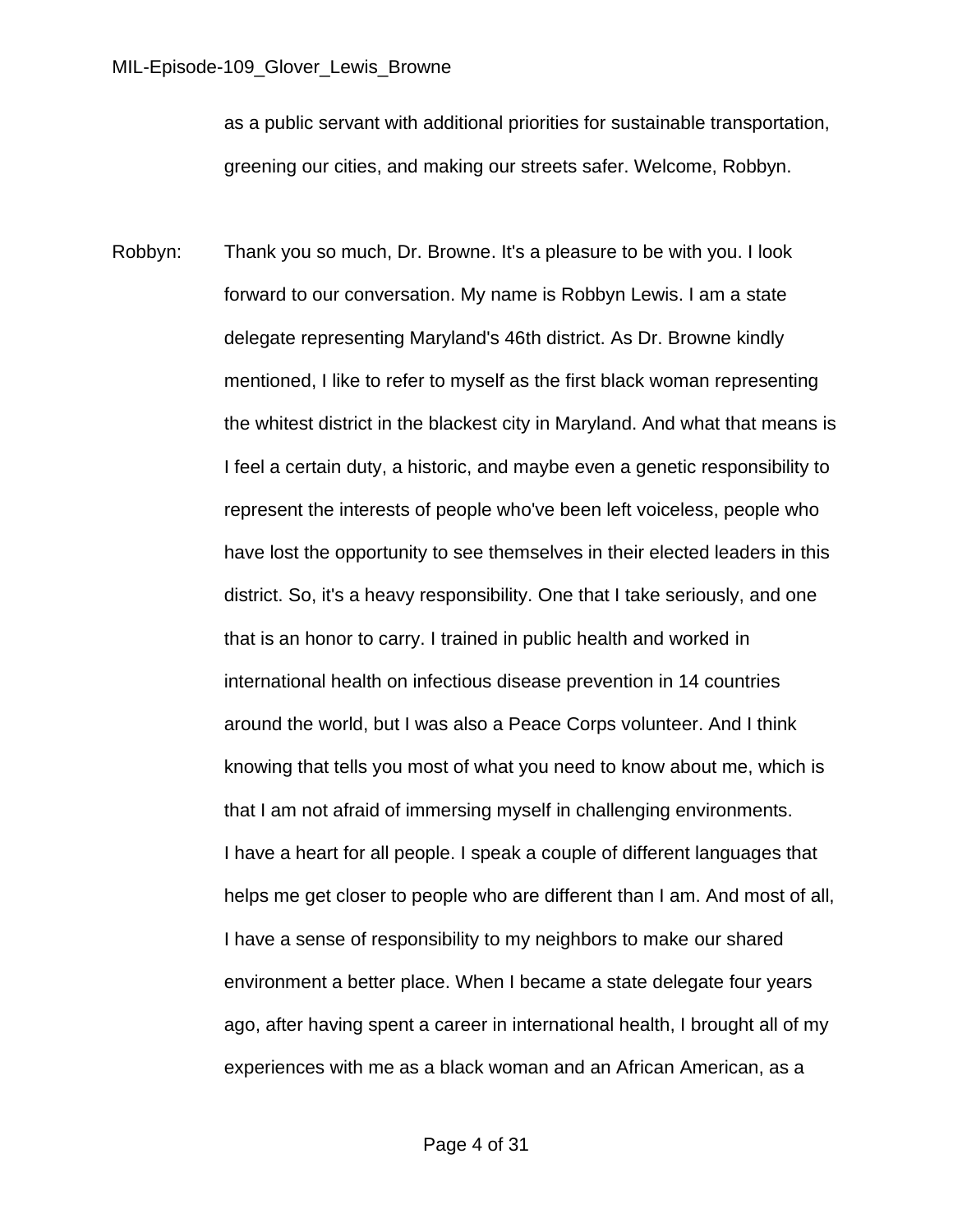as a public servant with additional priorities for sustainable transportation, greening our cities, and making our streets safer. Welcome, Robbyn.

Robbyn: Thank you so much, Dr. Browne. It's a pleasure to be with you. I look forward to our conversation. My name is Robbyn Lewis. I am a state delegate representing Maryland's 46th district. As Dr. Browne kindly mentioned, I like to refer to myself as the first black woman representing the whitest district in the blackest city in Maryland. And what that means is I feel a certain duty, a historic, and maybe even a genetic responsibility to represent the interests of people who've been left voiceless, people who have lost the opportunity to see themselves in their elected leaders in this district. So, it's a heavy responsibility. One that I take seriously, and one that is an honor to carry. I trained in public health and worked in international health on infectious disease prevention in 14 countries around the world, but I was also a Peace Corps volunteer. And I think knowing that tells you most of what you need to know about me, which is that I am not afraid of immersing myself in challenging environments.

I have a heart for all people. I speak a couple of different languages that helps me get closer to people who are different than I am. And most of all, I have a sense of responsibility to my neighbors to make our shared environment a better place. When I became a state delegate four years ago, after having spent a career in international health, I brought all of my experiences with me as a black woman and an African American, as a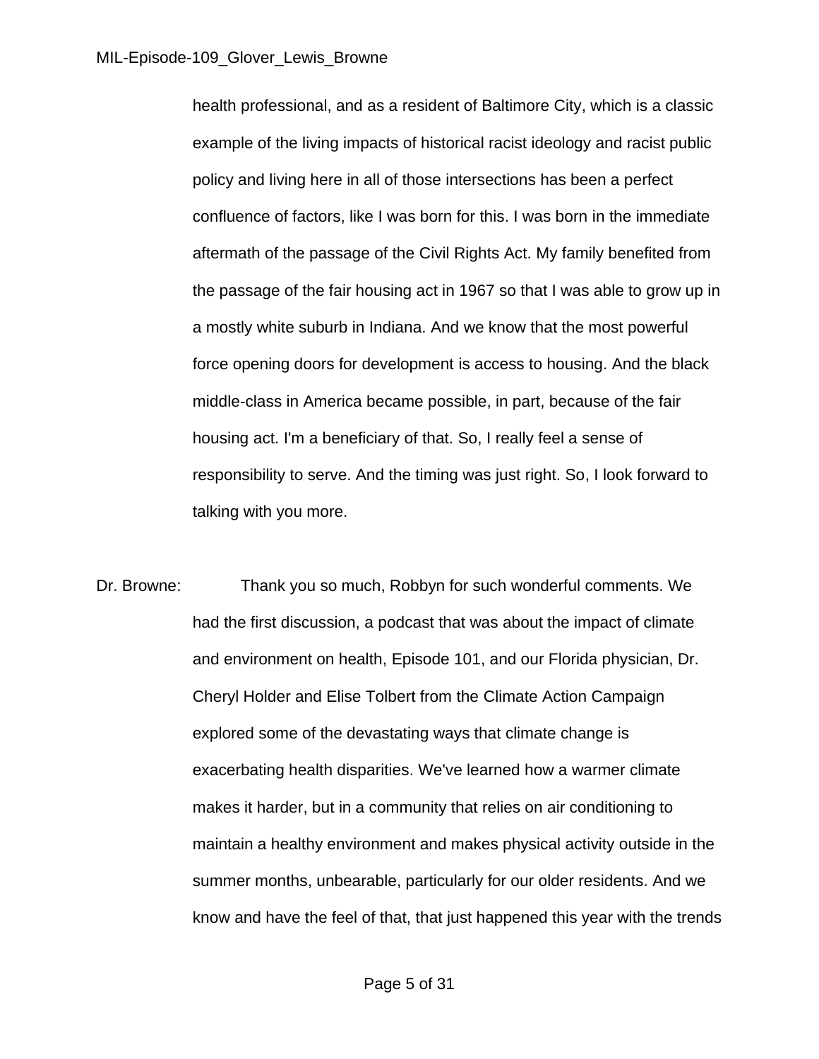health professional, and as a resident of Baltimore City, which is a classic example of the living impacts of historical racist ideology and racist public policy and living here in all of those intersections has been a perfect confluence of factors, like I was born for this. I was born in the immediate aftermath of the passage of the Civil Rights Act. My family benefited from the passage of the fair housing act in 1967 so that I was able to grow up in a mostly white suburb in Indiana. And we know that the most powerful force opening doors for development is access to housing. And the black middle-class in America became possible, in part, because of the fair housing act. I'm a beneficiary of that. So, I really feel a sense of responsibility to serve. And the timing was just right. So, I look forward to talking with you more.

Dr. Browne: Thank you so much, Robbyn for such wonderful comments. We had the first discussion, a podcast that was about the impact of climate and environment on health, Episode 101, and our Florida physician, Dr. Cheryl Holder and Elise Tolbert from the Climate Action Campaign explored some of the devastating ways that climate change is exacerbating health disparities. We've learned how a warmer climate makes it harder, but in a community that relies on air conditioning to maintain a healthy environment and makes physical activity outside in the summer months, unbearable, particularly for our older residents. And we know and have the feel of that, that just happened this year with the trends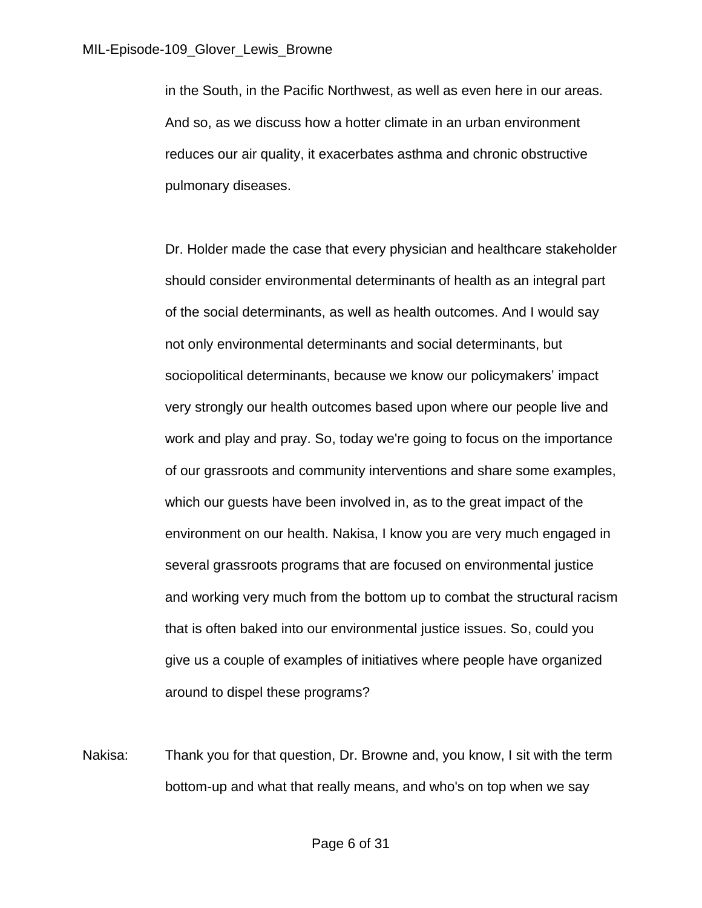in the South, in the Pacific Northwest, as well as even here in our areas. And so, as we discuss how a hotter climate in an urban environment reduces our air quality, it exacerbates asthma and chronic obstructive pulmonary diseases.

Dr. Holder made the case that every physician and healthcare stakeholder should consider environmental determinants of health as an integral part of the social determinants, as well as health outcomes. And I would say not only environmental determinants and social determinants, but sociopolitical determinants, because we know our policymakers' impact very strongly our health outcomes based upon where our people live and work and play and pray. So, today we're going to focus on the importance of our grassroots and community interventions and share some examples, which our guests have been involved in, as to the great impact of the environment on our health. Nakisa, I know you are very much engaged in several grassroots programs that are focused on environmental justice and working very much from the bottom up to combat the structural racism that is often baked into our environmental justice issues. So, could you give us a couple of examples of initiatives where people have organized around to dispel these programs?

Nakisa: Thank you for that question, Dr. Browne and, you know, I sit with the term bottom-up and what that really means, and who's on top when we say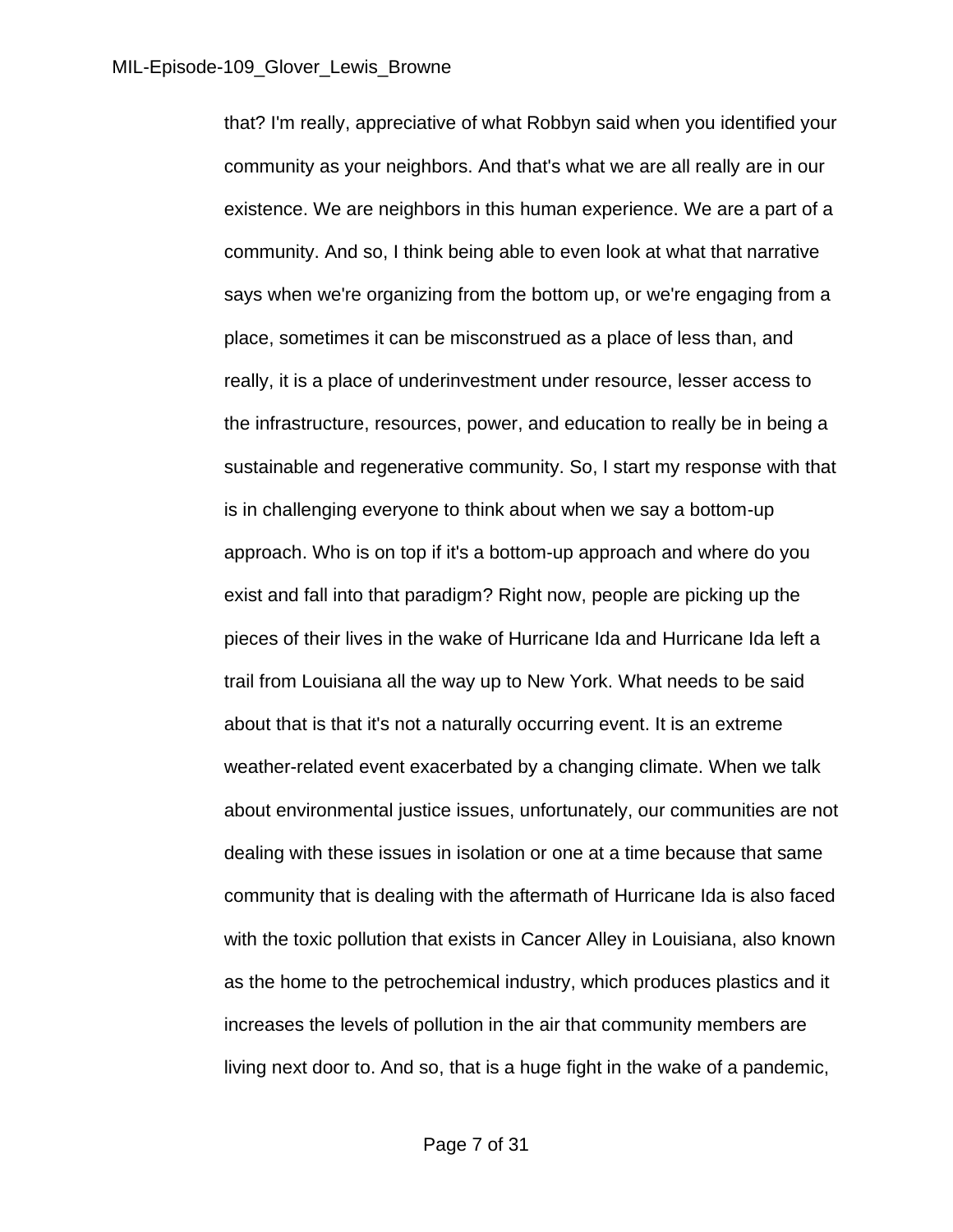that? I'm really, appreciative of what Robbyn said when you identified your community as your neighbors. And that's what we are all really are in our existence. We are neighbors in this human experience. We are a part of a community. And so, I think being able to even look at what that narrative says when we're organizing from the bottom up, or we're engaging from a place, sometimes it can be misconstrued as a place of less than, and really, it is a place of underinvestment under resource, lesser access to the infrastructure, resources, power, and education to really be in being a sustainable and regenerative community. So, I start my response with that is in challenging everyone to think about when we say a bottom-up approach. Who is on top if it's a bottom-up approach and where do you exist and fall into that paradigm? Right now, people are picking up the pieces of their lives in the wake of Hurricane Ida and Hurricane Ida left a trail from Louisiana all the way up to New York. What needs to be said about that is that it's not a naturally occurring event. It is an extreme weather-related event exacerbated by a changing climate. When we talk about environmental justice issues, unfortunately, our communities are not dealing with these issues in isolation or one at a time because that same community that is dealing with the aftermath of Hurricane Ida is also faced with the toxic pollution that exists in Cancer Alley in Louisiana, also known as the home to the petrochemical industry, which produces plastics and it increases the levels of pollution in the air that community members are living next door to. And so, that is a huge fight in the wake of a pandemic,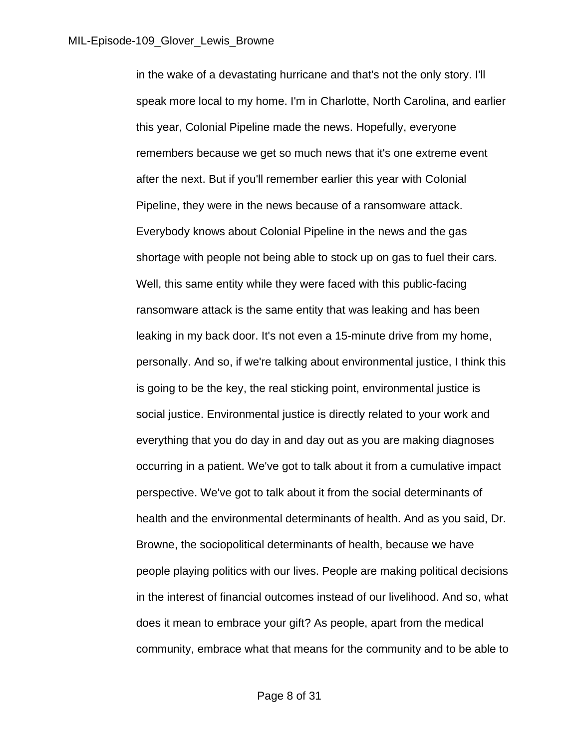in the wake of a devastating hurricane and that's not the only story. I'll speak more local to my home. I'm in Charlotte, North Carolina, and earlier this year, Colonial Pipeline made the news. Hopefully, everyone remembers because we get so much news that it's one extreme event after the next. But if you'll remember earlier this year with Colonial Pipeline, they were in the news because of a ransomware attack. Everybody knows about Colonial Pipeline in the news and the gas shortage with people not being able to stock up on gas to fuel their cars. Well, this same entity while they were faced with this public-facing ransomware attack is the same entity that was leaking and has been leaking in my back door. It's not even a 15-minute drive from my home, personally. And so, if we're talking about environmental justice, I think this is going to be the key, the real sticking point, environmental justice is social justice. Environmental justice is directly related to your work and everything that you do day in and day out as you are making diagnoses occurring in a patient. We've got to talk about it from a cumulative impact perspective. We've got to talk about it from the social determinants of health and the environmental determinants of health. And as you said, Dr. Browne, the sociopolitical determinants of health, because we have people playing politics with our lives. People are making political decisions in the interest of financial outcomes instead of our livelihood. And so, what does it mean to embrace your gift? As people, apart from the medical community, embrace what that means for the community and to be able to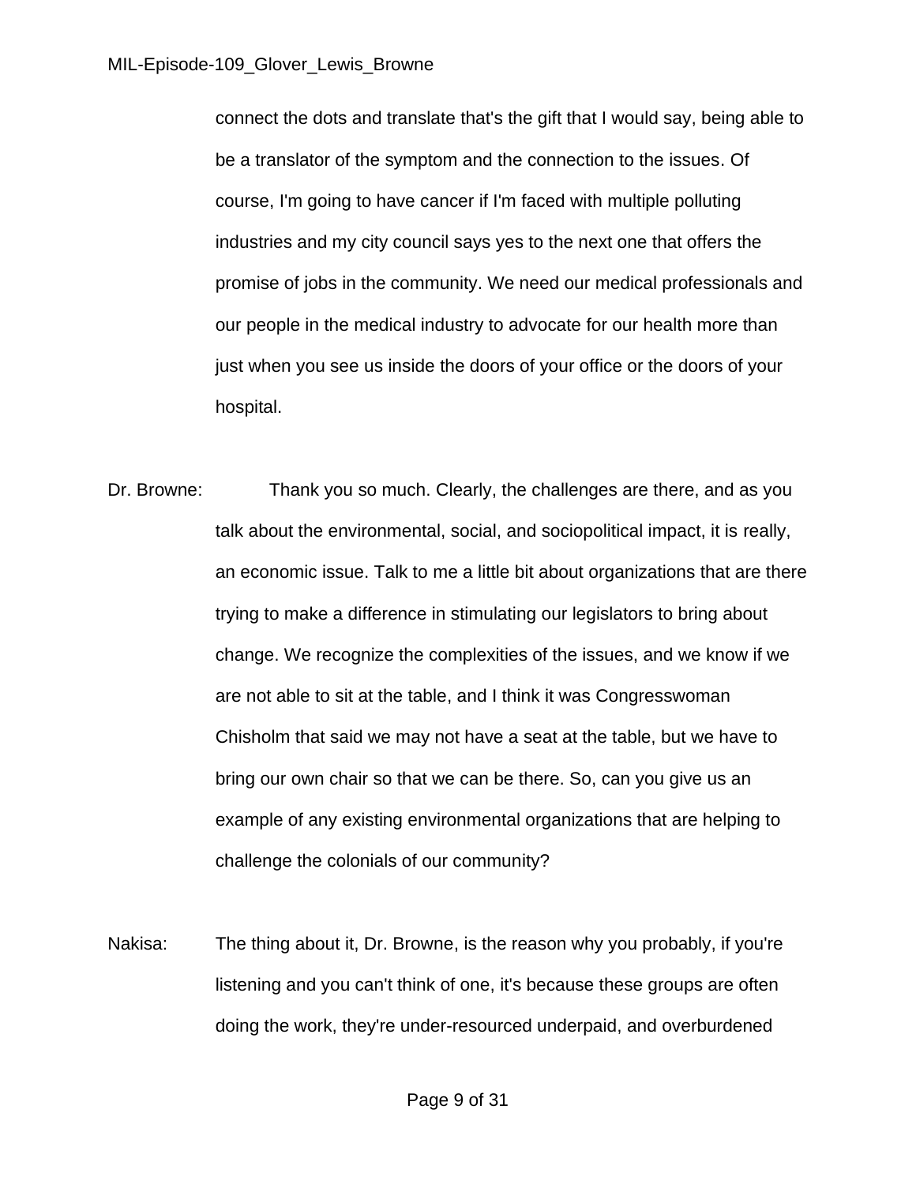connect the dots and translate that's the gift that I would say, being able to be a translator of the symptom and the connection to the issues. Of course, I'm going to have cancer if I'm faced with multiple polluting industries and my city council says yes to the next one that offers the promise of jobs in the community. We need our medical professionals and our people in the medical industry to advocate for our health more than just when you see us inside the doors of your office or the doors of your hospital.

Dr. Browne: Thank you so much. Clearly, the challenges are there, and as you talk about the environmental, social, and sociopolitical impact, it is really, an economic issue. Talk to me a little bit about organizations that are there trying to make a difference in stimulating our legislators to bring about change. We recognize the complexities of the issues, and we know if we are not able to sit at the table, and I think it was Congresswoman Chisholm that said we may not have a seat at the table, but we have to bring our own chair so that we can be there. So, can you give us an example of any existing environmental organizations that are helping to challenge the colonials of our community?

Nakisa: The thing about it, Dr. Browne, is the reason why you probably, if you're listening and you can't think of one, it's because these groups are often doing the work, they're under-resourced underpaid, and overburdened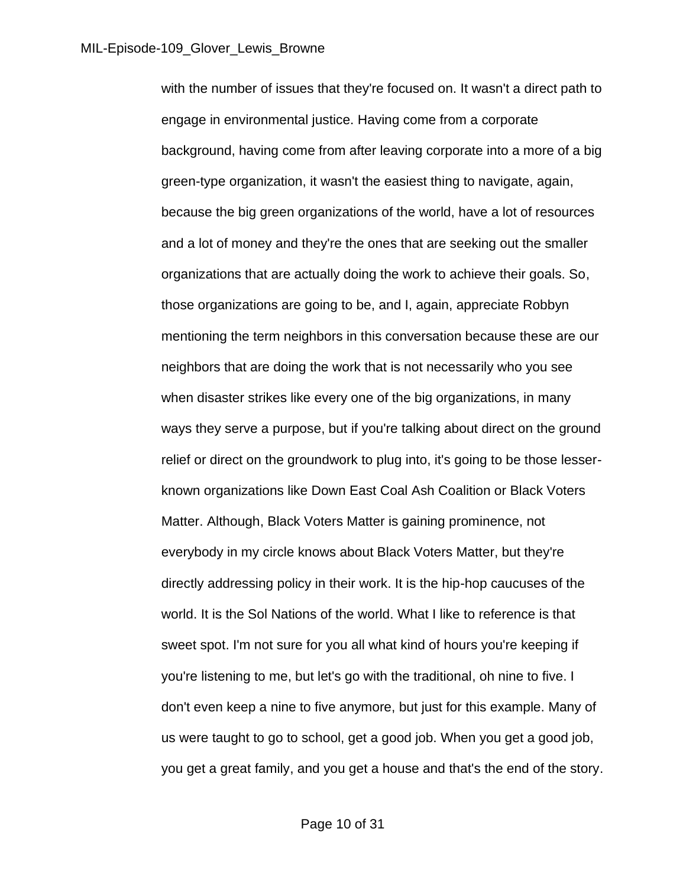with the number of issues that they're focused on. It wasn't a direct path to engage in environmental justice. Having come from a corporate background, having come from after leaving corporate into a more of a big green-type organization, it wasn't the easiest thing to navigate, again, because the big green organizations of the world, have a lot of resources and a lot of money and they're the ones that are seeking out the smaller organizations that are actually doing the work to achieve their goals. So, those organizations are going to be, and I, again, appreciate Robbyn mentioning the term neighbors in this conversation because these are our neighbors that are doing the work that is not necessarily who you see when disaster strikes like every one of the big organizations, in many ways they serve a purpose, but if you're talking about direct on the ground relief or direct on the groundwork to plug into, it's going to be those lesser-known organizations like Down East Coal Ash Coalition or Black Voters Matter. Although, Black Voters Matter is gaining prominence, not everybody in my circle knows about Black Voters Matter, but they're directly addressing policy in their work. It is the hip-hop caucuses of the world. It is the Sol Nations of the world. What I like to reference is that sweet spot. I'm not sure for you all what kind of hours you're keeping if you're listening to me, but let's go with the traditional, oh nine to five. I don't even keep a nine to five anymore, but just for this example. Many of us were taught to go to school, get a good job. When you get a good job, you get a great family, and you get a house and that's the end of the story.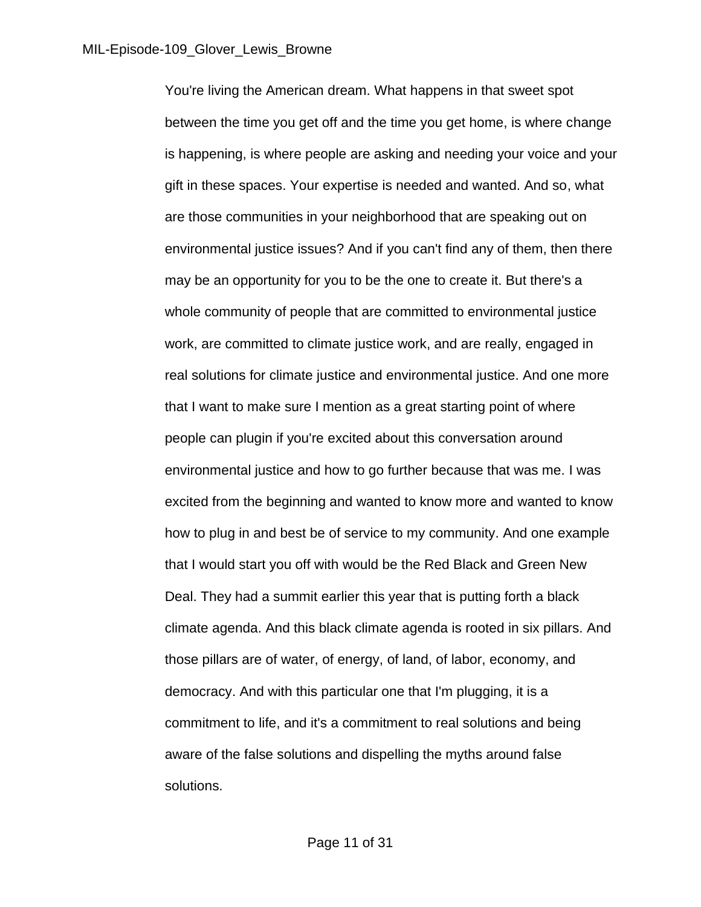You're living the American dream. What happens in that sweet spot between the time you get off and the time you get home, is where change is happening, is where people are asking and needing your voice and your gift in these spaces. Your expertise is needed and wanted. And so, what are those communities in your neighborhood that are speaking out on environmental justice issues? And if you can't find any of them, then there may be an opportunity for you to be the one to create it. But there's a whole community of people that are committed to environmental justice work, are committed to climate justice work, and are really, engaged in real solutions for climate justice and environmental justice. And one more that I want to make sure I mention as a great starting point of where people can plugin if you're excited about this conversation around environmental justice and how to go further because that was me. I was excited from the beginning and wanted to know more and wanted to know how to plug in and best be of service to my community. And one example that I would start you off with would be the Red Black and Green New Deal. They had a summit earlier this year that is putting forth a black climate agenda. And this black climate agenda is rooted in six pillars. And those pillars are of water, of energy, of land, of labor, economy, and democracy. And with this particular one that I'm plugging, it is a commitment to life, and it's a commitment to real solutions and being aware of the false solutions and dispelling the myths around false solutions.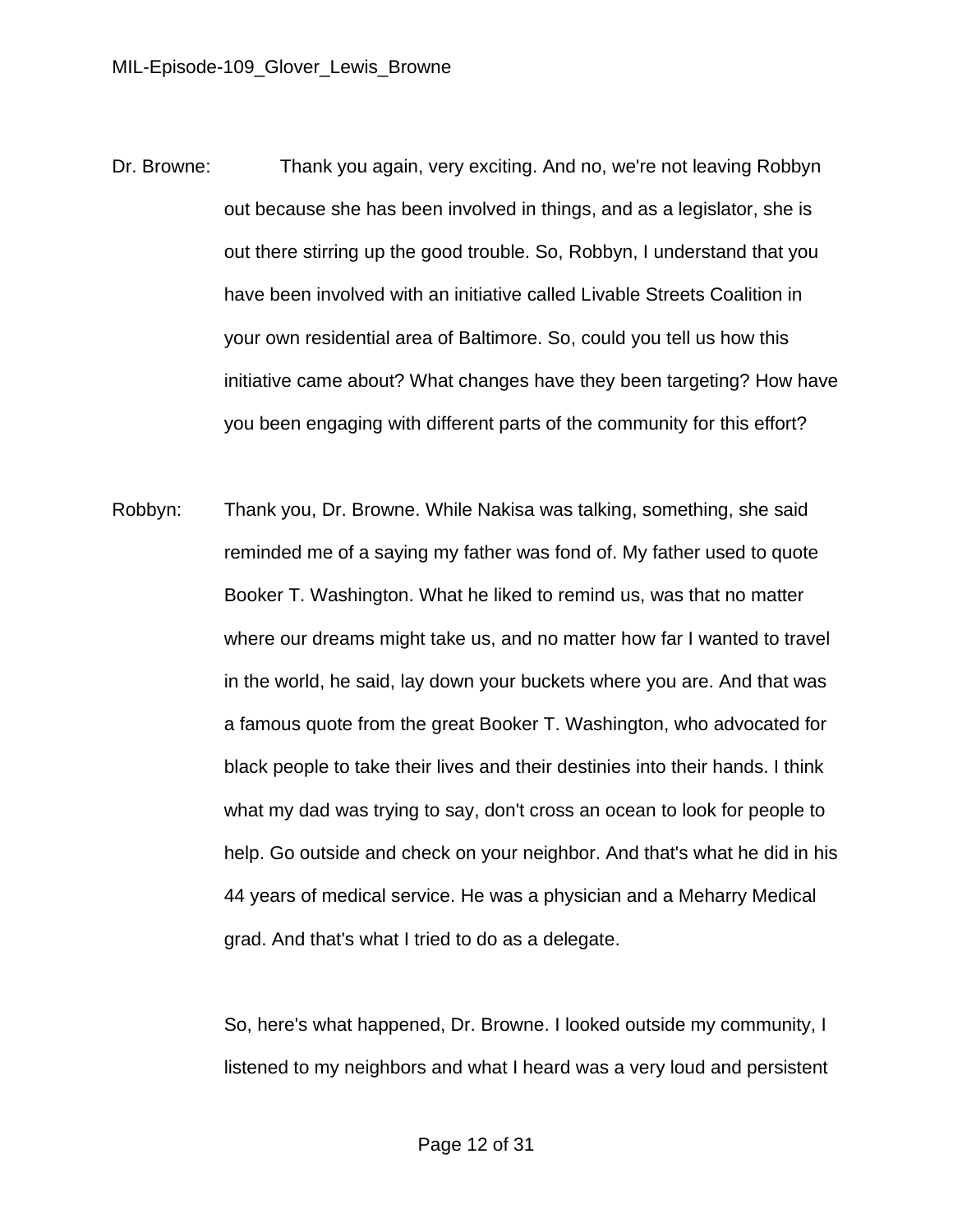Dr. Browne: Thank you again, very exciting. And no, we're not leaving Robbyn out because she has been involved in things, and as a legislator, she is out there stirring up the good trouble. So, Robbyn, I understand that you have been involved with an initiative called Livable Streets Coalition in your own residential area of Baltimore. So, could you tell us how this initiative came about? What changes have they been targeting? How have you been engaging with different parts of the community for this effort?

Robbyn: Thank you, Dr. Browne. While Nakisa was talking, something, she said reminded me of a saying my father was fond of. My father used to quote Booker T. Washington. What he liked to remind us, was that no matter where our dreams might take us, and no matter how far I wanted to travel in the world, he said, lay down your buckets where you are. And that was a famous quote from the great Booker T. Washington, who advocated for black people to take their lives and their destinies into their hands. I think what my dad was trying to say, don't cross an ocean to look for people to help. Go outside and check on your neighbor. And that's what he did in his 44 years of medical service. He was a physician and a Meharry Medical grad. And that's what I tried to do as a delegate.

So, here's what happened, Dr. Browne. I looked outside my community, I listened to my neighbors and what I heard was a very loud and persistent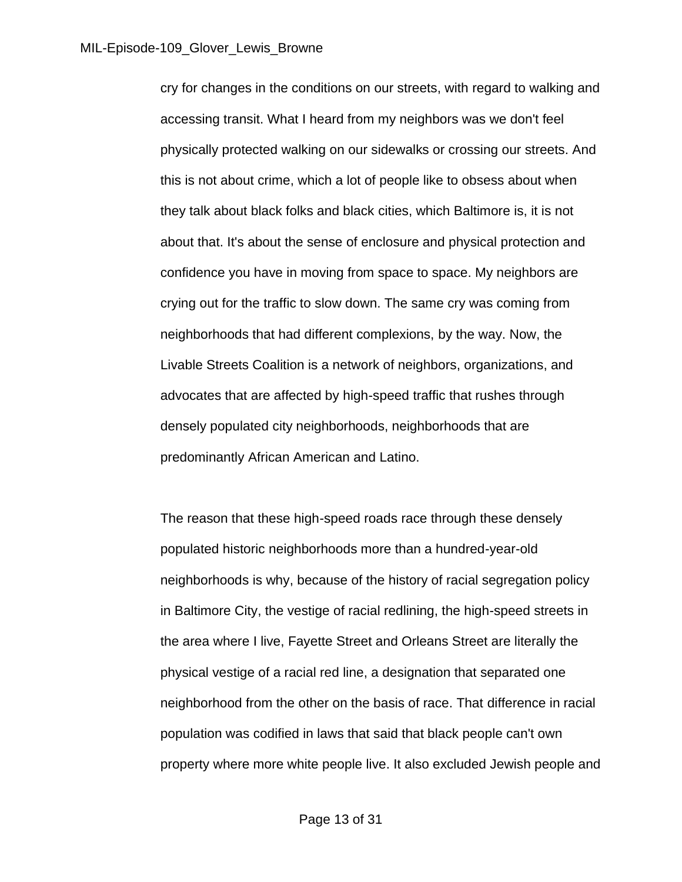cry for changes in the conditions on our streets, with regard to walking and accessing transit. What I heard from my neighbors was we don't feel physically protected walking on our sidewalks or crossing our streets. And this is not about crime, which a lot of people like to obsess about when they talk about black folks and black cities, which Baltimore is, it is not about that. It's about the sense of enclosure and physical protection and confidence you have in moving from space to space. My neighbors are crying out for the traffic to slow down. The same cry was coming from neighborhoods that had different complexions, by the way. Now, the Livable Streets Coalition is a network of neighbors, organizations, and advocates that are affected by high-speed traffic that rushes through densely populated city neighborhoods, neighborhoods that are predominantly African American and Latino.

The reason that these high-speed roads race through these densely populated historic neighborhoods more than a hundred-year-old neighborhoods is why, because of the history of racial segregation policy in Baltimore City, the vestige of racial redlining, the high-speed streets in the area where I live, Fayette Street and Orleans Street are literally the physical vestige of a racial red line, a designation that separated one neighborhood from the other on the basis of race. That difference in racial population was codified in laws that said that black people can't own property where more white people live. It also excluded Jewish people and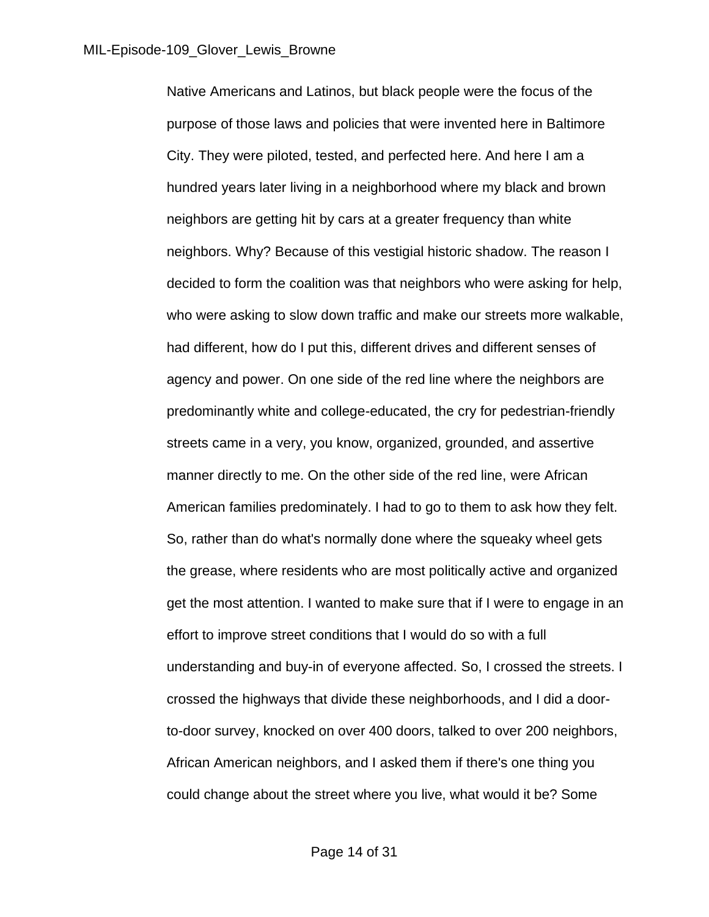Native Americans and Latinos, but black people were the focus of the purpose of those laws and policies that were invented here in Baltimore City. They were piloted, tested, and perfected here. And here I am a hundred years later living in a neighborhood where my black and brown neighbors are getting hit by cars at a greater frequency than white neighbors. Why? Because of this vestigial historic shadow. The reason I decided to form the coalition was that neighbors who were asking for help, who were asking to slow down traffic and make our streets more walkable, had different, how do I put this, different drives and different senses of agency and power. On one side of the red line where the neighbors are predominantly white and college-educated, the cry for pedestrian-friendly streets came in a very, you know, organized, grounded, and assertive manner directly to me. On the other side of the red line, were African American families predominately. I had to go to them to ask how they felt. So, rather than do what's normally done where the squeaky wheel gets the grease, where residents who are most politically active and organized get the most attention. I wanted to make sure that if I were to engage in an effort to improve street conditions that I would do so with a full understanding and buy-in of everyone affected. So, I crossed the streets. I crossed the highways that divide these neighborhoods, and I did a door-to-door survey, knocked on over 400 doors, talked to over 200 neighbors, African American neighbors, and I asked them if there's one thing you could change about the street where you live, what would it be? Some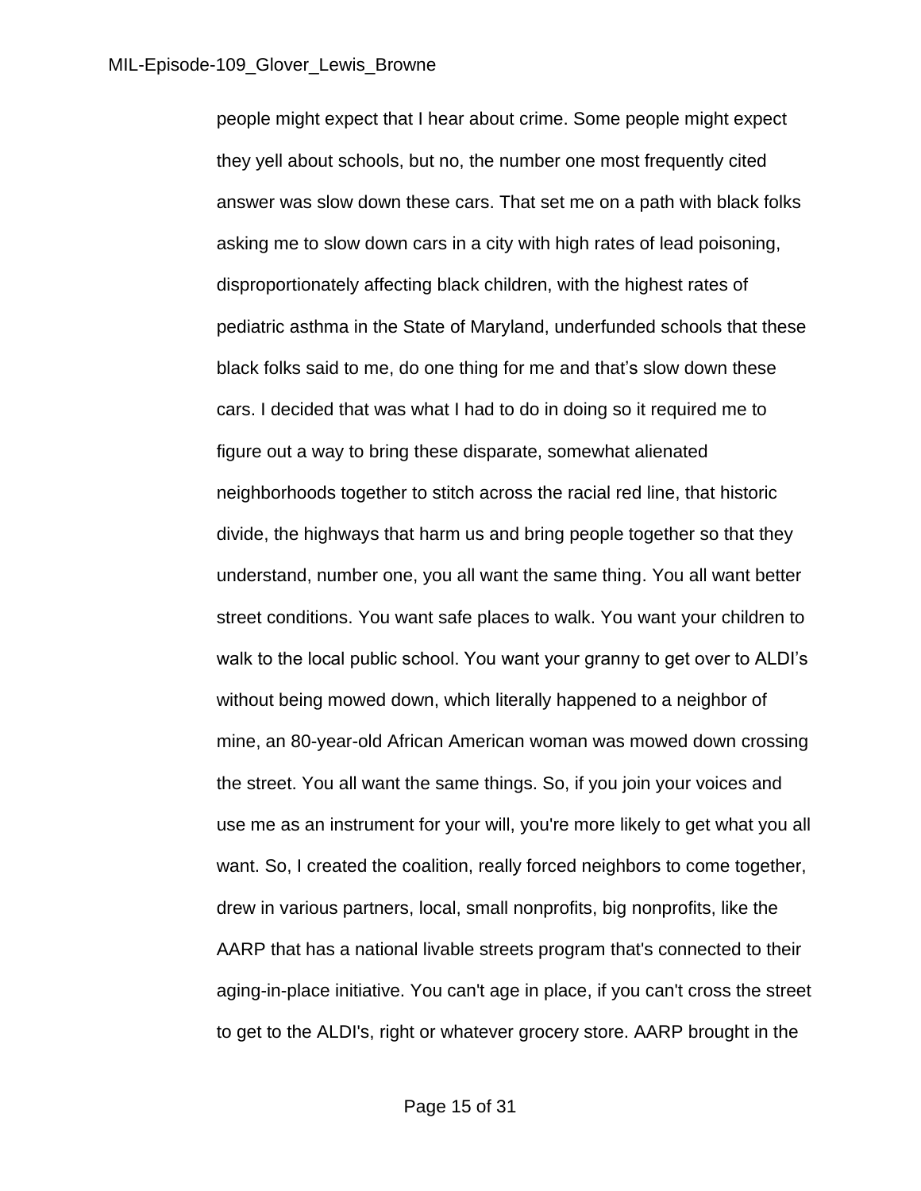people might expect that I hear about crime. Some people might expect they yell about schools, but no, the number one most frequently cited answer was slow down these cars. That set me on a path with black folks asking me to slow down cars in a city with high rates of lead poisoning, disproportionately affecting black children, with the highest rates of pediatric asthma in the State of Maryland, underfunded schools that these black folks said to me, do one thing for me and that's slow down these cars. I decided that was what I had to do in doing so it required me to figure out a way to bring these disparate, somewhat alienated neighborhoods together to stitch across the racial red line, that historic divide, the highways that harm us and bring people together so that they understand, number one, you all want the same thing. You all want better street conditions. You want safe places to walk. You want your children to walk to the local public school. You want your granny to get over to ALDI's without being mowed down, which literally happened to a neighbor of mine, an 80-year-old African American woman was mowed down crossing the street. You all want the same things. So, if you join your voices and use me as an instrument for your will, you're more likely to get what you all want. So, I created the coalition, really forced neighbors to come together, drew in various partners, local, small nonprofits, big nonprofits, like the AARP that has a national livable streets program that's connected to their aging-in-place initiative. You can't age in place, if you can't cross the street to get to the ALDI's, right or whatever grocery store. AARP brought in the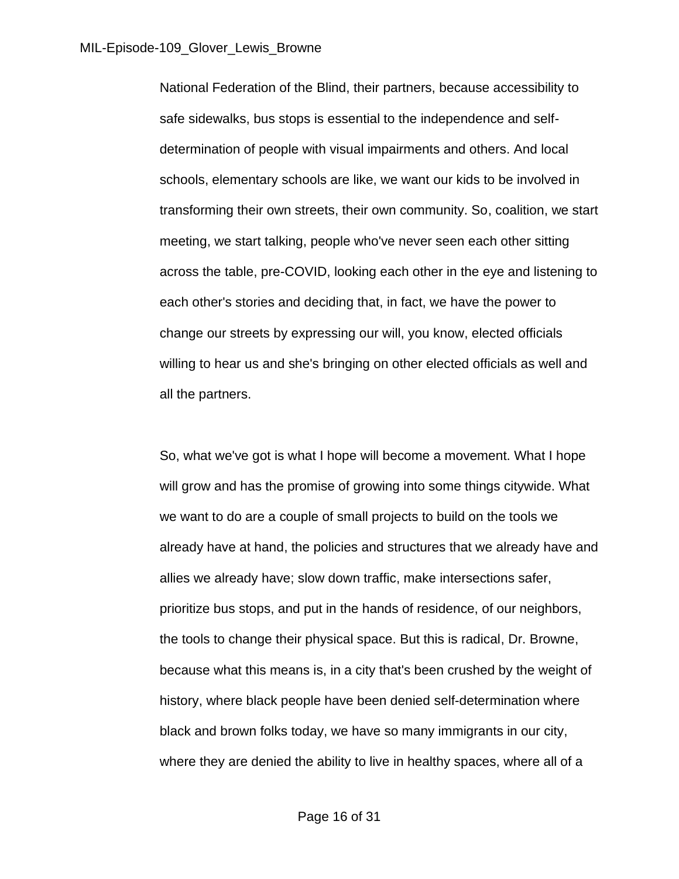National Federation of the Blind, their partners, because accessibility to safe sidewalks, bus stops is essential to the independence and self-determination of people with visual impairments and others. And local schools, elementary schools are like, we want our kids to be involved in transforming their own streets, their own community. So, coalition, we start meeting, we start talking, people who've never seen each other sitting across the table, pre-COVID, looking each other in the eye and listening to each other's stories and deciding that, in fact, we have the power to change our streets by expressing our will, you know, elected officials willing to hear us and she's bringing on other elected officials as well and all the partners.

So, what we've got is what I hope will become a movement. What I hope will grow and has the promise of growing into some things citywide. What we want to do are a couple of small projects to build on the tools we already have at hand, the policies and structures that we already have and allies we already have; slow down traffic, make intersections safer, prioritize bus stops, and put in the hands of residence, of our neighbors, the tools to change their physical space. But this is radical, Dr. Browne, because what this means is, in a city that's been crushed by the weight of history, where black people have been denied self-determination where black and brown folks today, we have so many immigrants in our city, where they are denied the ability to live in healthy spaces, where all of a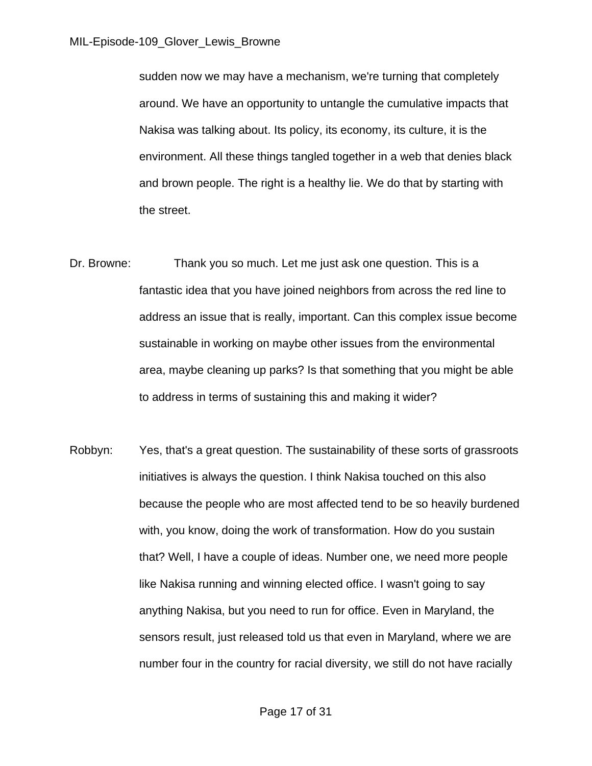sudden now we may have a mechanism, we're turning that completely around. We have an opportunity to untangle the cumulative impacts that Nakisa was talking about. Its policy, its economy, its culture, it is the environment. All these things tangled together in a web that denies black and brown people. The right is a healthy lie. We do that by starting with the street.

Dr. Browne: Thank you so much. Let me just ask one question. This is a fantastic idea that you have joined neighbors from across the red line to address an issue that is really, important. Can this complex issue become sustainable in working on maybe other issues from the environmental area, maybe cleaning up parks? Is that something that you might be able to address in terms of sustaining this and making it wider?

Robbyn: Yes, that's a great question. The sustainability of these sorts of grassroots initiatives is always the question. I think Nakisa touched on this also because the people who are most affected tend to be so heavily burdened with, you know, doing the work of transformation. How do you sustain that? Well, I have a couple of ideas. Number one, we need more people like Nakisa running and winning elected office. I wasn't going to say anything Nakisa, but you need to run for office. Even in Maryland, the sensors result, just released told us that even in Maryland, where we are number four in the country for racial diversity, we still do not have racially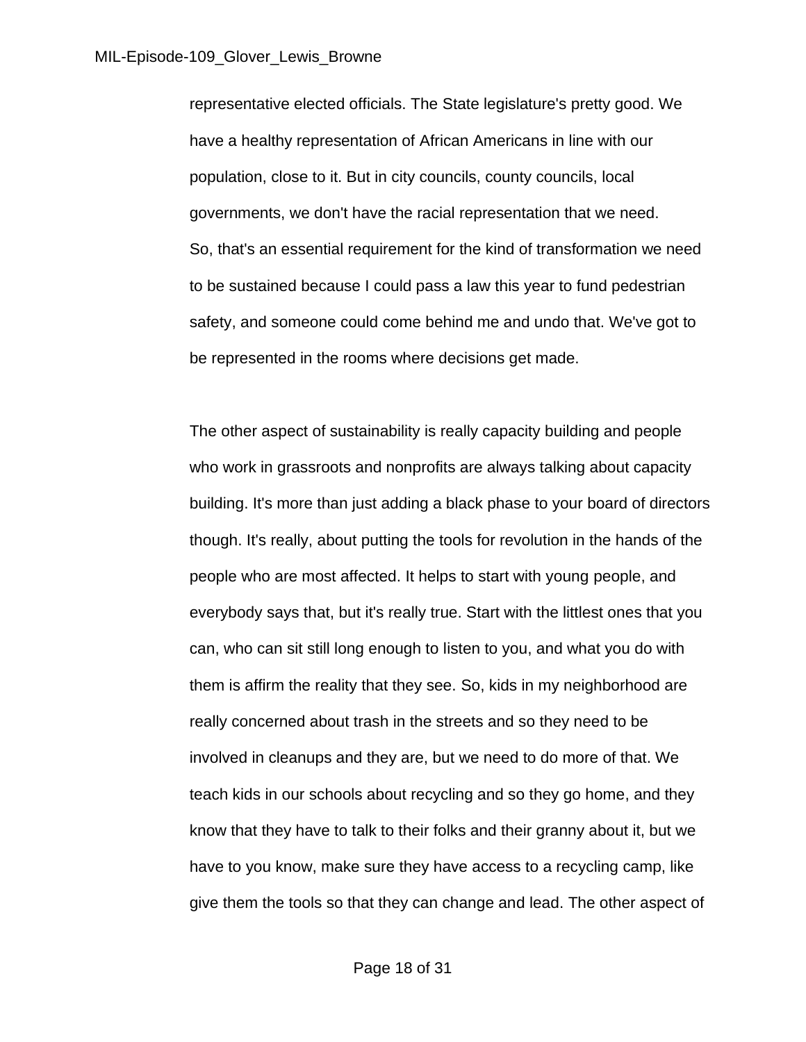representative elected officials. The State legislature's pretty good. We have a healthy representation of African Americans in line with our population, close to it. But in city councils, county councils, local governments, we don't have the racial representation that we need. So, that's an essential requirement for the kind of transformation we need to be sustained because I could pass a law this year to fund pedestrian safety, and someone could come behind me and undo that. We've got to be represented in the rooms where decisions get made.

The other aspect of sustainability is really capacity building and people who work in grassroots and nonprofits are always talking about capacity building. It's more than just adding a black phase to your board of directors though. It's really, about putting the tools for revolution in the hands of the people who are most affected. It helps to start with young people, and everybody says that, but it's really true. Start with the littlest ones that you can, who can sit still long enough to listen to you, and what you do with them is affirm the reality that they see. So, kids in my neighborhood are really concerned about trash in the streets and so they need to be involved in cleanups and they are, but we need to do more of that. We teach kids in our schools about recycling and so they go home, and they know that they have to talk to their folks and their granny about it, but we have to you know, make sure they have access to a recycling camp, like give them the tools so that they can change and lead. The other aspect of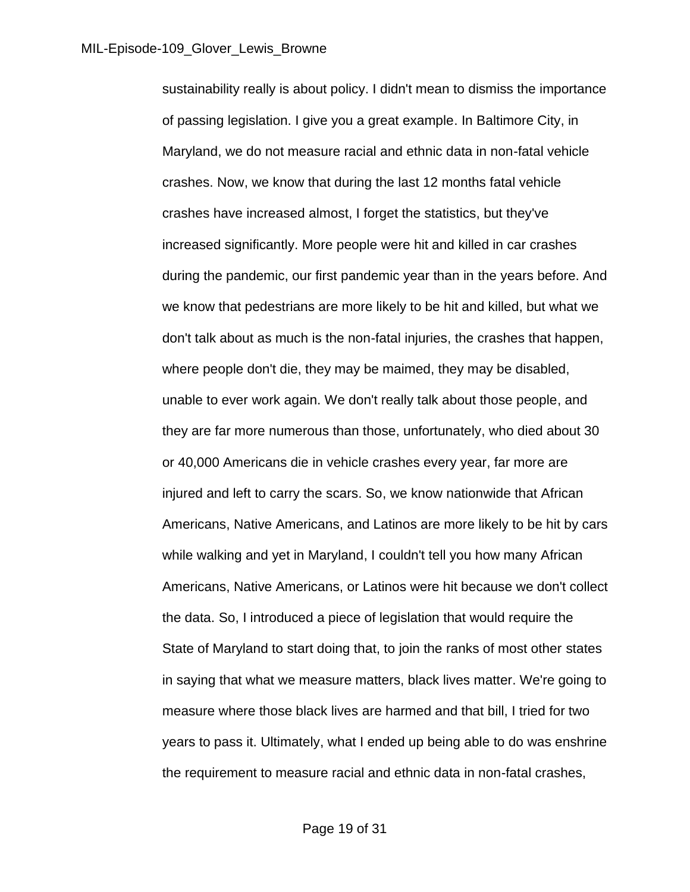sustainability really is about policy. I didn't mean to dismiss the importance of passing legislation. I give you a great example. In Baltimore City, in Maryland, we do not measure racial and ethnic data in non-fatal vehicle crashes. Now, we know that during the last 12 months fatal vehicle crashes have increased almost, I forget the statistics, but they've increased significantly. More people were hit and killed in car crashes during the pandemic, our first pandemic year than in the years before. And we know that pedestrians are more likely to be hit and killed, but what we don't talk about as much is the non-fatal injuries, the crashes that happen, where people don't die, they may be maimed, they may be disabled, unable to ever work again. We don't really talk about those people, and they are far more numerous than those, unfortunately, who died about 30 or 40,000 Americans die in vehicle crashes every year, far more are injured and left to carry the scars. So, we know nationwide that African Americans, Native Americans, and Latinos are more likely to be hit by cars while walking and yet in Maryland, I couldn't tell you how many African Americans, Native Americans, or Latinos were hit because we don't collect the data. So, I introduced a piece of legislation that would require the State of Maryland to start doing that, to join the ranks of most other states in saying that what we measure matters, black lives matter. We're going to measure where those black lives are harmed and that bill, I tried for two years to pass it. Ultimately, what I ended up being able to do was enshrine the requirement to measure racial and ethnic data in non-fatal crashes,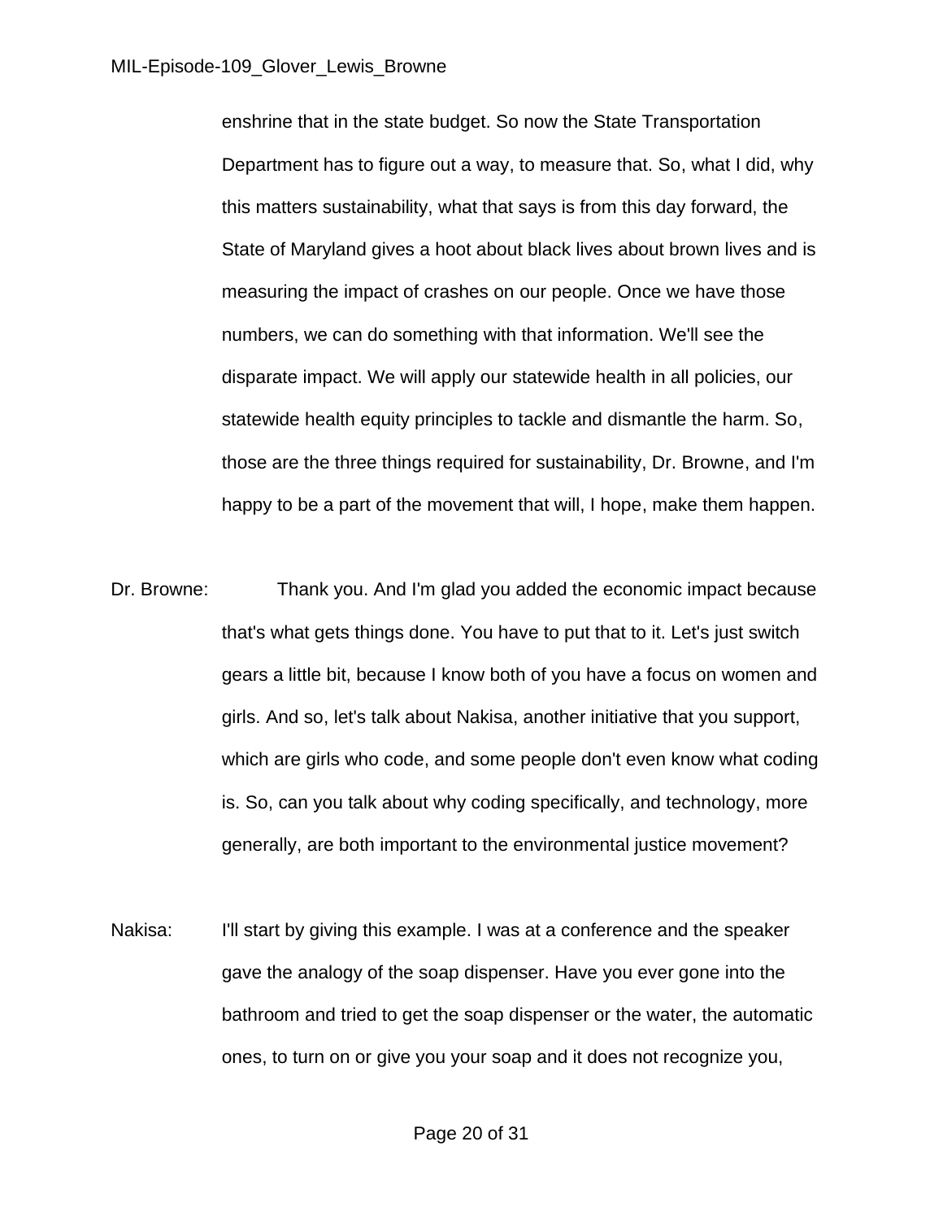enshrine that in the state budget. So now the State Transportation Department has to figure out a way, to measure that. So, what I did, why this matters sustainability, what that says is from this day forward, the State of Maryland gives a hoot about black lives about brown lives and is measuring the impact of crashes on our people. Once we have those numbers, we can do something with that information. We'll see the disparate impact. We will apply our statewide health in all policies, our statewide health equity principles to tackle and dismantle the harm. So, those are the three things required for sustainability, Dr. Browne, and I'm happy to be a part of the movement that will, I hope, make them happen.

Dr. Browne: Thank you. And I'm glad you added the economic impact because that's what gets things done. You have to put that to it. Let's just switch gears a little bit, because I know both of you have a focus on women and girls. And so, let's talk about Nakisa, another initiative that you support, which are girls who code, and some people don't even know what coding is. So, can you talk about why coding specifically, and technology, more generally, are both important to the environmental justice movement?

Nakisa: I'll start by giving this example. I was at a conference and the speaker gave the analogy of the soap dispenser. Have you ever gone into the bathroom and tried to get the soap dispenser or the water, the automatic ones, to turn on or give you your soap and it does not recognize you,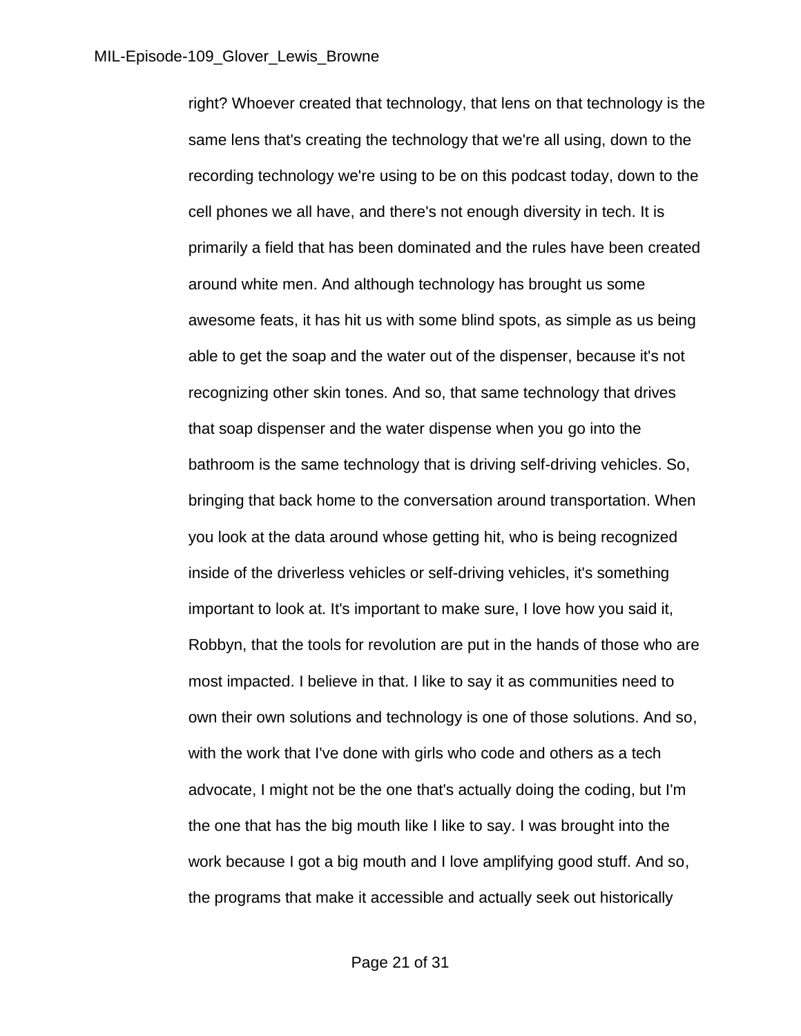right? Whoever created that technology, that lens on that technology is the same lens that's creating the technology that we're all using, down to the recording technology we're using to be on this podcast today, down to the cell phones we all have, and there's not enough diversity in tech. It is primarily a field that has been dominated and the rules have been created around white men. And although technology has brought us some awesome feats, it has hit us with some blind spots, as simple as us being able to get the soap and the water out of the dispenser, because it's not recognizing other skin tones. And so, that same technology that drives that soap dispenser and the water dispense when you go into the bathroom is the same technology that is driving self-driving vehicles. So, bringing that back home to the conversation around transportation. When you look at the data around whose getting hit, who is being recognized inside of the driverless vehicles or self-driving vehicles, it's something important to look at. It's important to make sure, I love how you said it, Robbyn, that the tools for revolution are put in the hands of those who are most impacted. I believe in that. I like to say it as communities need to own their own solutions and technology is one of those solutions. And so, with the work that I've done with girls who code and others as a tech advocate, I might not be the one that's actually doing the coding, but I'm the one that has the big mouth like I like to say. I was brought into the work because I got a big mouth and I love amplifying good stuff. And so, the programs that make it accessible and actually seek out historically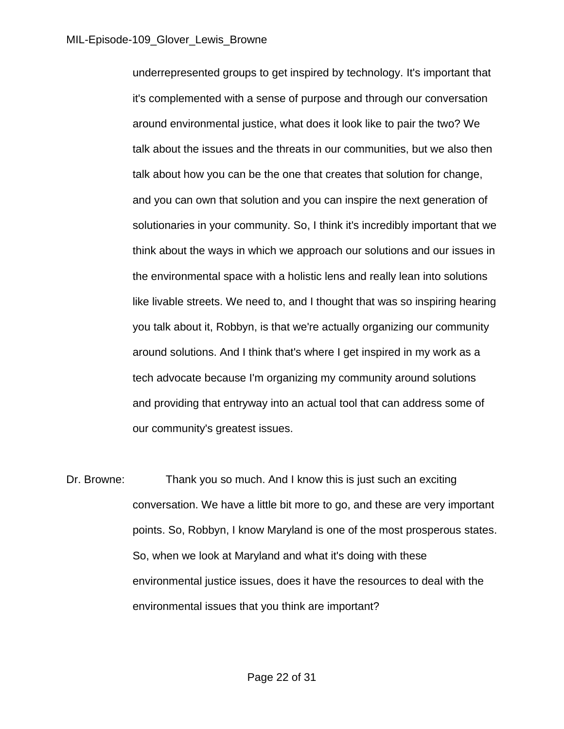underrepresented groups to get inspired by technology. It's important that it's complemented with a sense of purpose and through our conversation around environmental justice, what does it look like to pair the two? We talk about the issues and the threats in our communities, but we also then talk about how you can be the one that creates that solution for change, and you can own that solution and you can inspire the next generation of solutionaries in your community. So, I think it's incredibly important that we think about the ways in which we approach our solutions and our issues in the environmental space with a holistic lens and really lean into solutions like livable streets. We need to, and I thought that was so inspiring hearing you talk about it, Robbyn, is that we're actually organizing our community around solutions. And I think that's where I get inspired in my work as a tech advocate because I'm organizing my community around solutions and providing that entryway into an actual tool that can address some of our community's greatest issues.

Dr. Browne: Thank you so much. And I know this is just such an exciting conversation. We have a little bit more to go, and these are very important points. So, Robbyn, I know Maryland is one of the most prosperous states. So, when we look at Maryland and what it's doing with these environmental justice issues, does it have the resources to deal with the environmental issues that you think are important?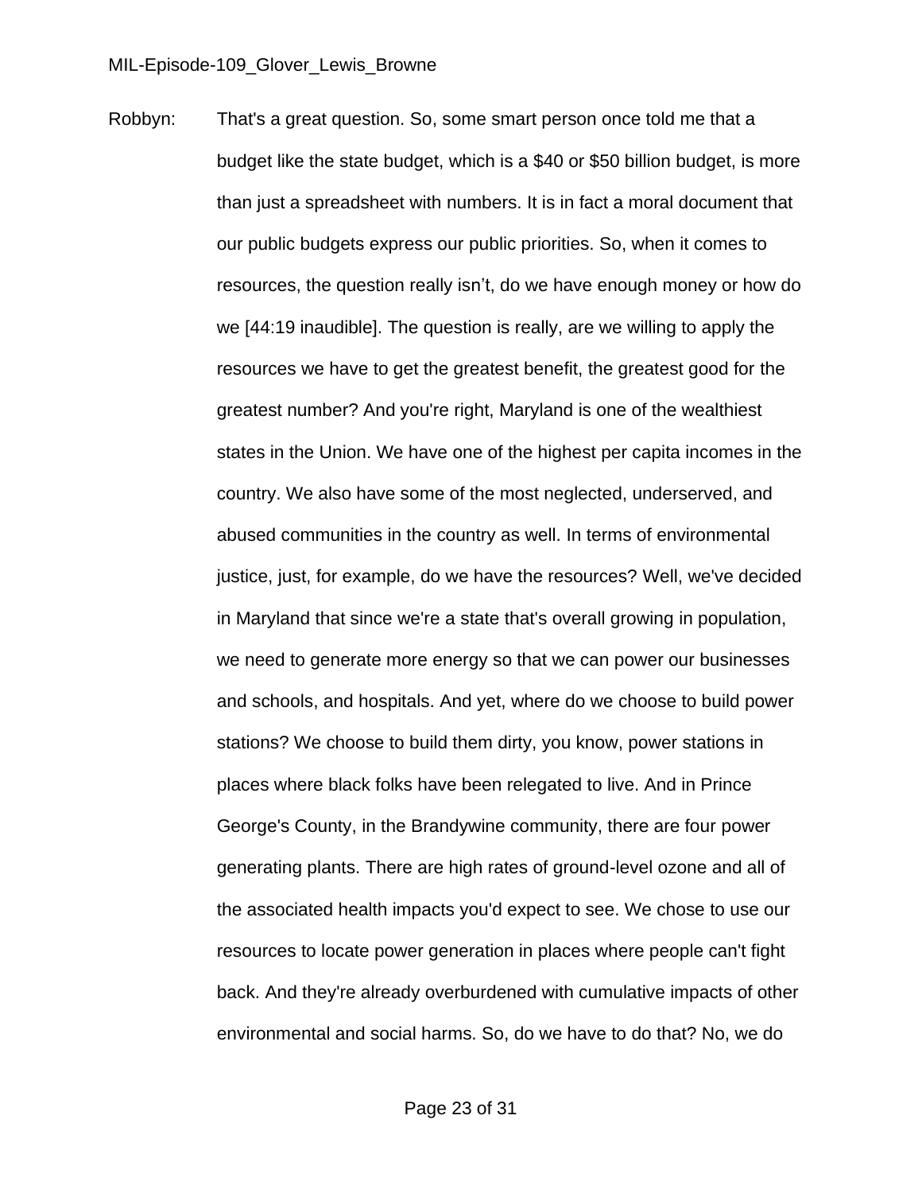Robbyn: That's a great question. So, some smart person once told me that a budget like the state budget, which is a $40 or $50 billion budget, is more than just a spreadsheet with numbers. It is in fact a moral document that our public budgets express our public priorities. So, when it comes to resources, the question really isn't, do we have enough money or how do we [44:19 inaudible]. The question is really, are we willing to apply the resources we have to get the greatest benefit, the greatest good for the greatest number? And you're right, Maryland is one of the wealthiest states in the Union. We have one of the highest per capita incomes in the country. We also have some of the most neglected, underserved, and abused communities in the country as well. In terms of environmental justice, just, for example, do we have the resources? Well, we've decided in Maryland that since we're a state that's overall growing in population, we need to generate more energy so that we can power our businesses and schools, and hospitals. And yet, where do we choose to build power stations? We choose to build them dirty, you know, power stations in places where black folks have been relegated to live. And in Prince George's County, in the Brandywine community, there are four power generating plants. There are high rates of ground-level ozone and all of the associated health impacts you'd expect to see. We chose to use our resources to locate power generation in places where people can't fight back. And they're already overburdened with cumulative impacts of other environmental and social harms. So, do we have to do that? No, we do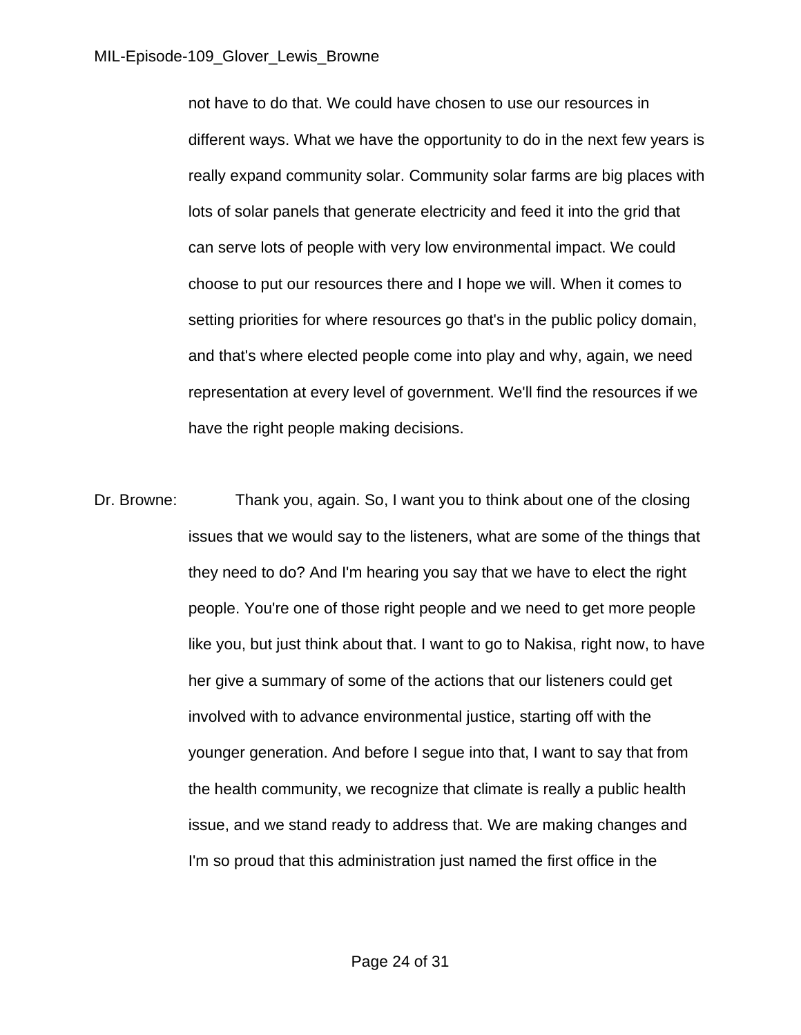not have to do that. We could have chosen to use our resources in different ways. What we have the opportunity to do in the next few years is really expand community solar. Community solar farms are big places with lots of solar panels that generate electricity and feed it into the grid that can serve lots of people with very low environmental impact. We could choose to put our resources there and I hope we will. When it comes to setting priorities for where resources go that's in the public policy domain, and that's where elected people come into play and why, again, we need representation at every level of government. We'll find the resources if we have the right people making decisions.

Dr. Browne: Thank you, again. So, I want you to think about one of the closing issues that we would say to the listeners, what are some of the things that they need to do? And I'm hearing you say that we have to elect the right people. You're one of those right people and we need to get more people like you, but just think about that. I want to go to Nakisa, right now, to have her give a summary of some of the actions that our listeners could get involved with to advance environmental justice, starting off with the younger generation. And before I segue into that, I want to say that from the health community, we recognize that climate is really a public health issue, and we stand ready to address that. We are making changes and I'm so proud that this administration just named the first office in the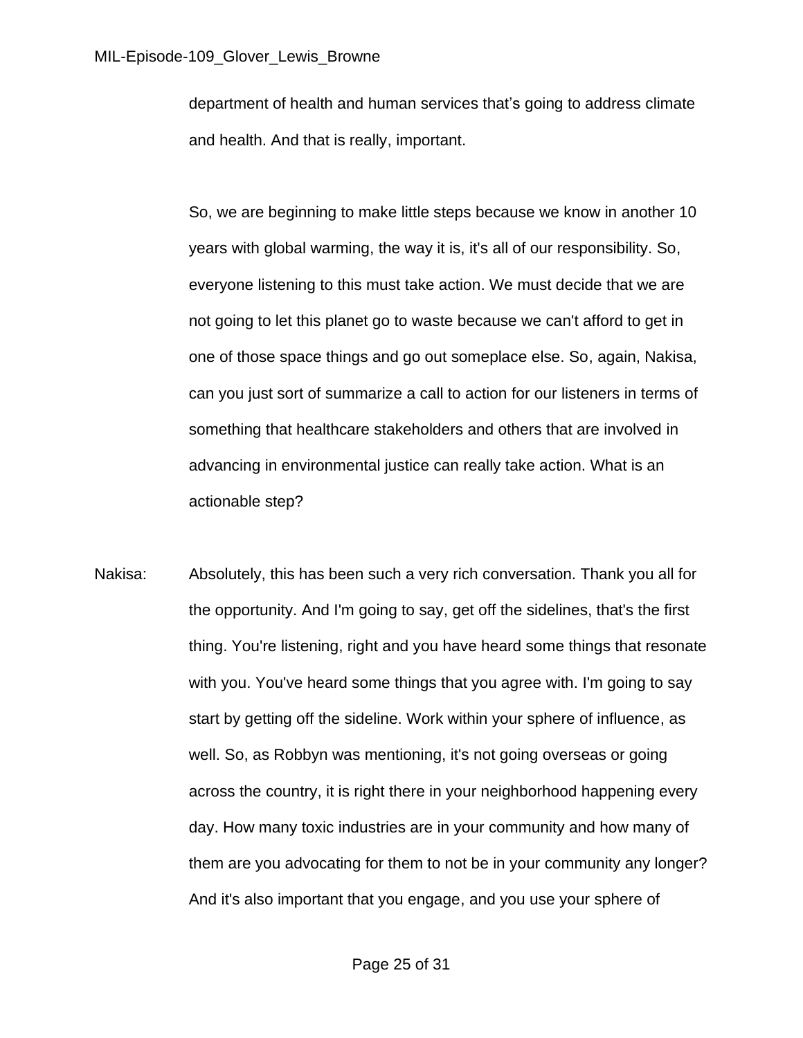department of health and human services that's going to address climate and health. And that is really, important.

So, we are beginning to make little steps because we know in another 10 years with global warming, the way it is, it's all of our responsibility. So, everyone listening to this must take action. We must decide that we are not going to let this planet go to waste because we can't afford to get in one of those space things and go out someplace else. So, again, Nakisa, can you just sort of summarize a call to action for our listeners in terms of something that healthcare stakeholders and others that are involved in advancing in environmental justice can really take action. What is an actionable step?

Nakisa: Absolutely, this has been such a very rich conversation. Thank you all for the opportunity. And I'm going to say, get off the sidelines, that's the first thing. You're listening, right and you have heard some things that resonate with you. You've heard some things that you agree with. I'm going to say start by getting off the sideline. Work within your sphere of influence, as well. So, as Robbyn was mentioning, it's not going overseas or going across the country, it is right there in your neighborhood happening every day. How many toxic industries are in your community and how many of them are you advocating for them to not be in your community any longer? And it's also important that you engage, and you use your sphere of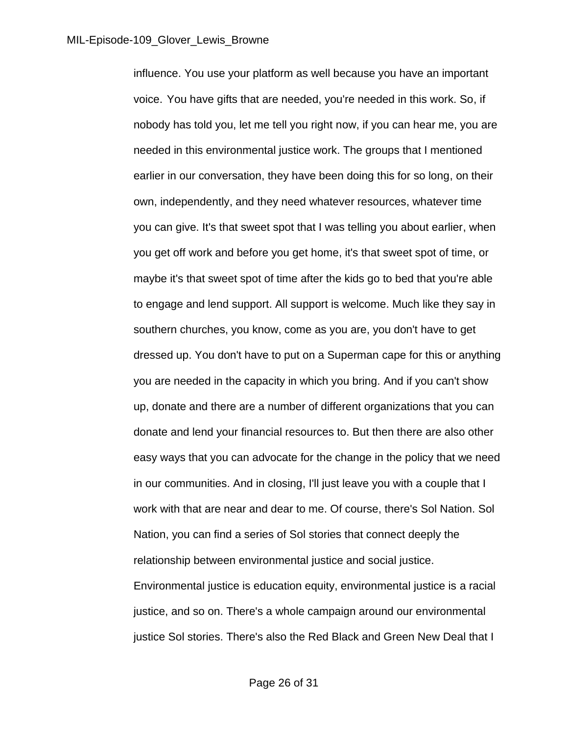influence. You use your platform as well because you have an important voice. You have gifts that are needed, you're needed in this work. So, if nobody has told you, let me tell you right now, if you can hear me, you are needed in this environmental justice work. The groups that I mentioned earlier in our conversation, they have been doing this for so long, on their own, independently, and they need whatever resources, whatever time you can give. It's that sweet spot that I was telling you about earlier, when you get off work and before you get home, it's that sweet spot of time, or maybe it's that sweet spot of time after the kids go to bed that you're able to engage and lend support. All support is welcome. Much like they say in southern churches, you know, come as you are, you don't have to get dressed up. You don't have to put on a Superman cape for this or anything you are needed in the capacity in which you bring. And if you can't show up, donate and there are a number of different organizations that you can donate and lend your financial resources to. But then there are also other easy ways that you can advocate for the change in the policy that we need in our communities. And in closing, I'll just leave you with a couple that I work with that are near and dear to me. Of course, there's Sol Nation. Sol Nation, you can find a series of Sol stories that connect deeply the relationship between environmental justice and social justice. Environmental justice is education equity, environmental justice is a racial justice, and so on. There's a whole campaign around our environmental justice Sol stories. There's also the Red Black and Green New Deal that I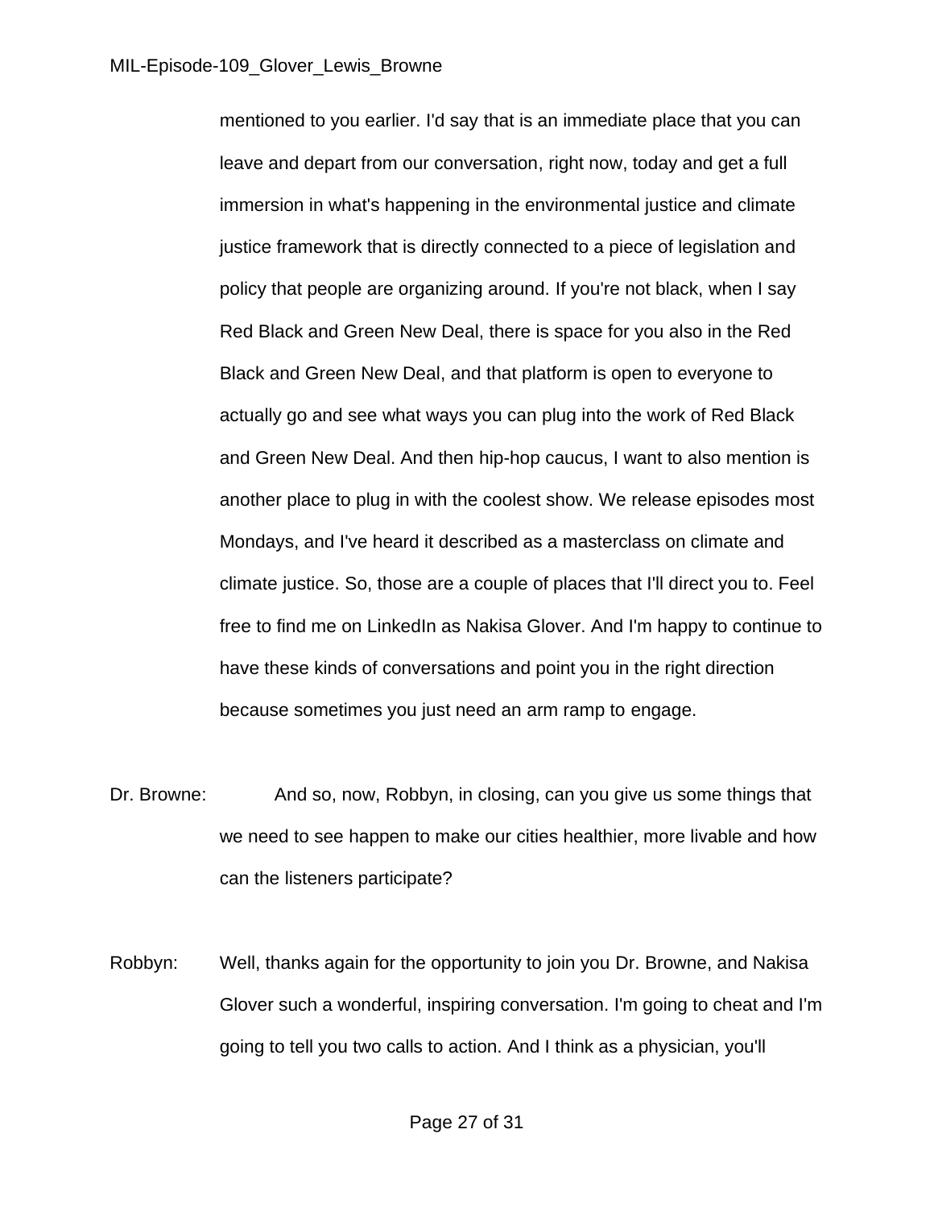mentioned to you earlier. I'd say that is an immediate place that you can leave and depart from our conversation, right now, today and get a full immersion in what's happening in the environmental justice and climate justice framework that is directly connected to a piece of legislation and policy that people are organizing around. If you're not black, when I say Red Black and Green New Deal, there is space for you also in the Red Black and Green New Deal, and that platform is open to everyone to actually go and see what ways you can plug into the work of Red Black and Green New Deal. And then hip-hop caucus, I want to also mention is another place to plug in with the coolest show. We release episodes most Mondays, and I've heard it described as a masterclass on climate and climate justice. So, those are a couple of places that I'll direct you to. Feel free to find me on LinkedIn as Nakisa Glover. And I'm happy to continue to have these kinds of conversations and point you in the right direction because sometimes you just need an arm ramp to engage.

Dr. Browne: And so, now, Robbyn, in closing, can you give us some things that we need to see happen to make our cities healthier, more livable and how can the listeners participate?

Robbyn: Well, thanks again for the opportunity to join you Dr. Browne, and Nakisa Glover such a wonderful, inspiring conversation. I'm going to cheat and I'm going to tell you two calls to action. And I think as a physician, you'll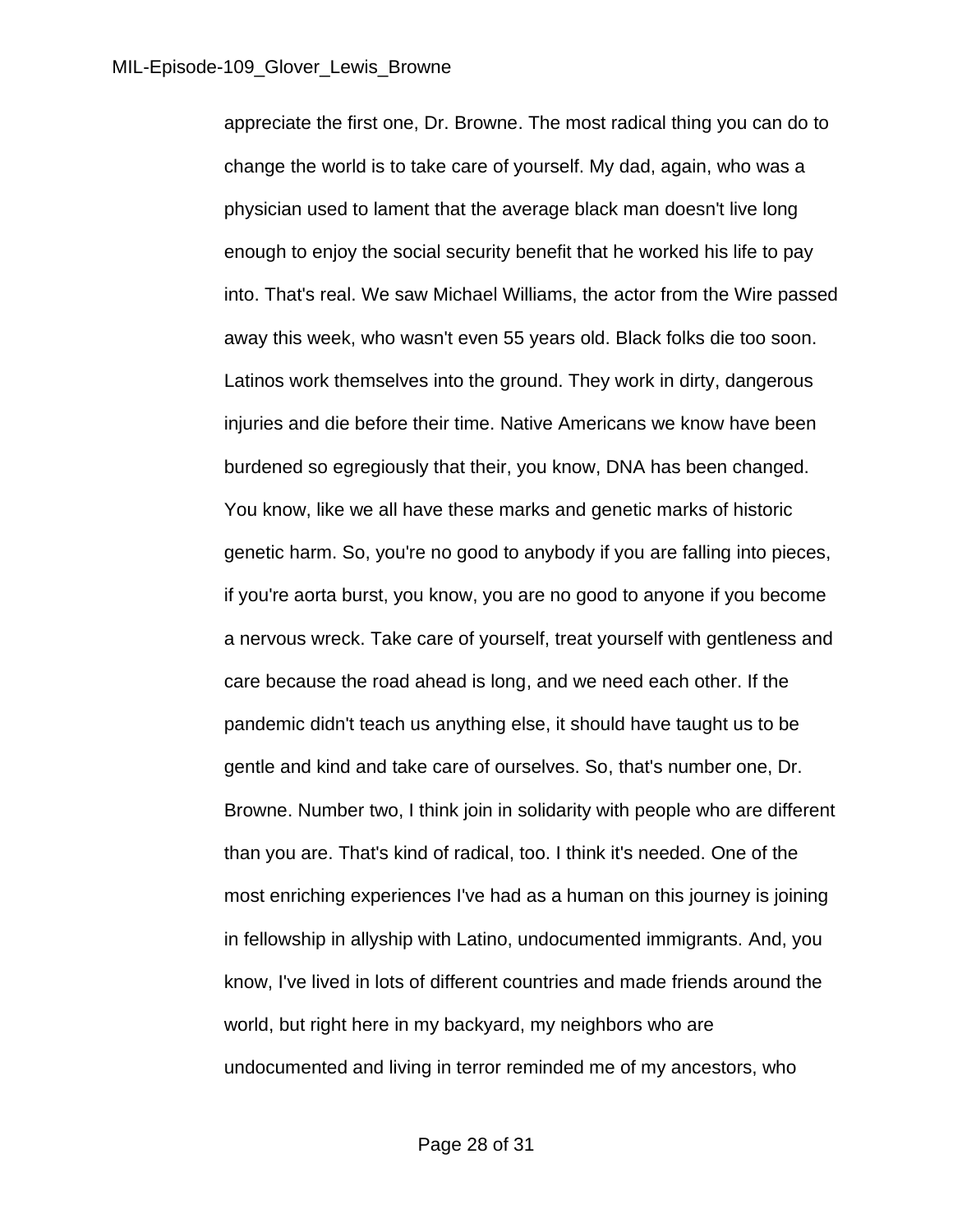appreciate the first one, Dr. Browne. The most radical thing you can do to change the world is to take care of yourself. My dad, again, who was a physician used to lament that the average black man doesn't live long enough to enjoy the social security benefit that he worked his life to pay into. That's real. We saw Michael Williams, the actor from the Wire passed away this week, who wasn't even 55 years old. Black folks die too soon. Latinos work themselves into the ground. They work in dirty, dangerous injuries and die before their time. Native Americans we know have been burdened so egregiously that their, you know, DNA has been changed. You know, like we all have these marks and genetic marks of historic genetic harm. So, you're no good to anybody if you are falling into pieces, if you're aorta burst, you know, you are no good to anyone if you become a nervous wreck. Take care of yourself, treat yourself with gentleness and care because the road ahead is long, and we need each other. If the pandemic didn't teach us anything else, it should have taught us to be gentle and kind and take care of ourselves. So, that's number one, Dr. Browne. Number two, I think join in solidarity with people who are different than you are. That's kind of radical, too. I think it's needed. One of the most enriching experiences I've had as a human on this journey is joining in fellowship in allyship with Latino, undocumented immigrants. And, you know, I've lived in lots of different countries and made friends around the world, but right here in my backyard, my neighbors who are undocumented and living in terror reminded me of my ancestors, who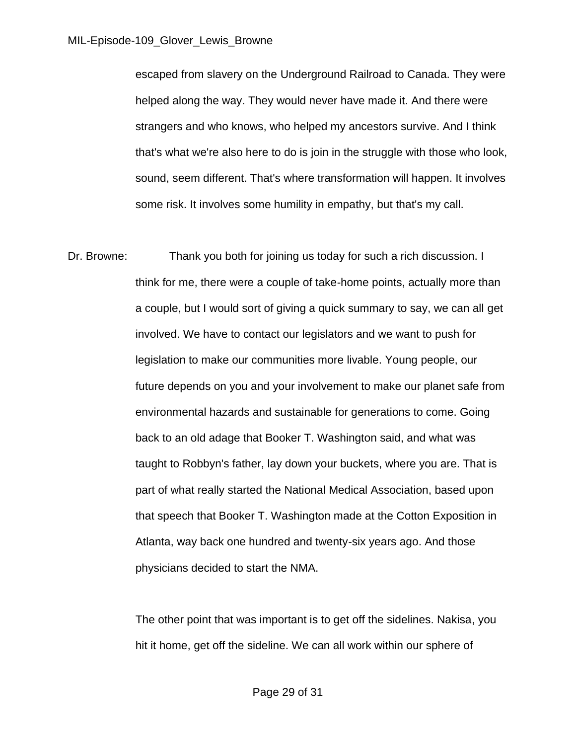escaped from slavery on the Underground Railroad to Canada. They were helped along the way. They would never have made it. And there were strangers and who knows, who helped my ancestors survive. And I think that's what we're also here to do is join in the struggle with those who look, sound, seem different. That's where transformation will happen. It involves some risk. It involves some humility in empathy, but that's my call.

Dr. Browne: Thank you both for joining us today for such a rich discussion. I think for me, there were a couple of take-home points, actually more than a couple, but I would sort of giving a quick summary to say, we can all get involved. We have to contact our legislators and we want to push for legislation to make our communities more livable. Young people, our future depends on you and your involvement to make our planet safe from environmental hazards and sustainable for generations to come. Going back to an old adage that Booker T. Washington said, and what was taught to Robbyn's father, lay down your buckets, where you are. That is part of what really started the National Medical Association, based upon that speech that Booker T. Washington made at the Cotton Exposition in Atlanta, way back one hundred and twenty-six years ago. And those physicians decided to start the NMA.

The other point that was important is to get off the sidelines. Nakisa, you hit it home, get off the sideline. We can all work within our sphere of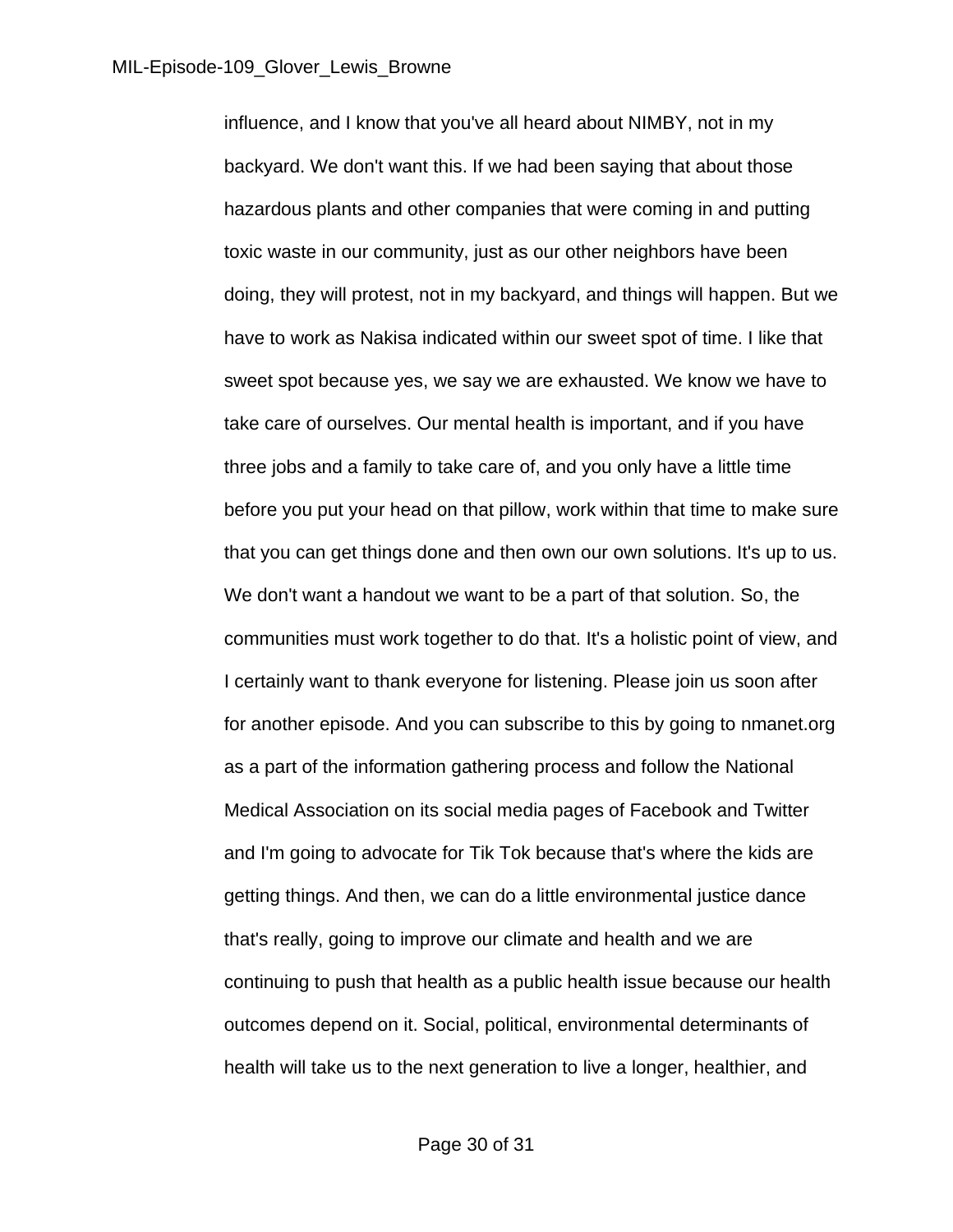influence, and I know that you've all heard about NIMBY, not in my backyard. We don't want this. If we had been saying that about those hazardous plants and other companies that were coming in and putting toxic waste in our community, just as our other neighbors have been doing, they will protest, not in my backyard, and things will happen. But we have to work as Nakisa indicated within our sweet spot of time. I like that sweet spot because yes, we say we are exhausted. We know we have to take care of ourselves. Our mental health is important, and if you have three jobs and a family to take care of, and you only have a little time before you put your head on that pillow, work within that time to make sure that you can get things done and then own our own solutions. It's up to us. We don't want a handout we want to be a part of that solution. So, the communities must work together to do that. It's a holistic point of view, and I certainly want to thank everyone for listening. Please join us soon after for another episode. And you can subscribe to this by going to nmanet.org as a part of the information gathering process and follow the National Medical Association on its social media pages of Facebook and Twitter and I'm going to advocate for Tik Tok because that's where the kids are getting things. And then, we can do a little environmental justice dance that's really, going to improve our climate and health and we are continuing to push that health as a public health issue because our health outcomes depend on it. Social, political, environmental determinants of health will take us to the next generation to live a longer, healthier, and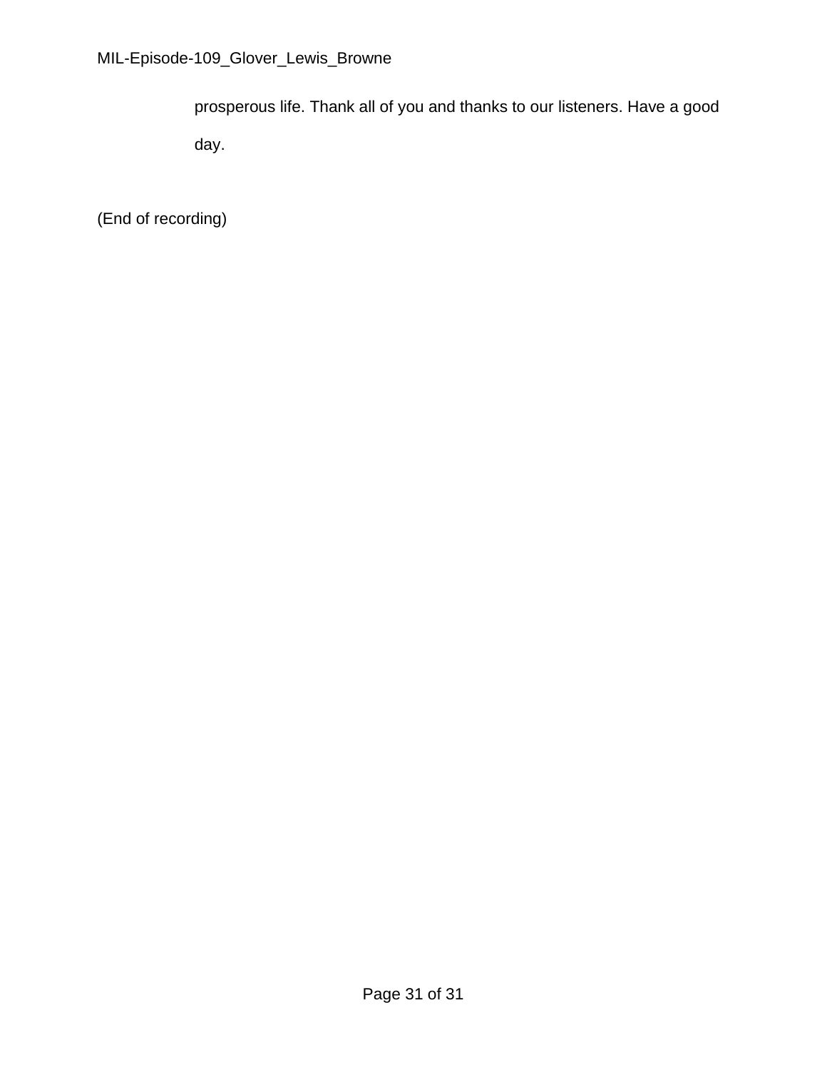prosperous life. Thank all of you and thanks to our listeners. Have a good day.

(End of recording)